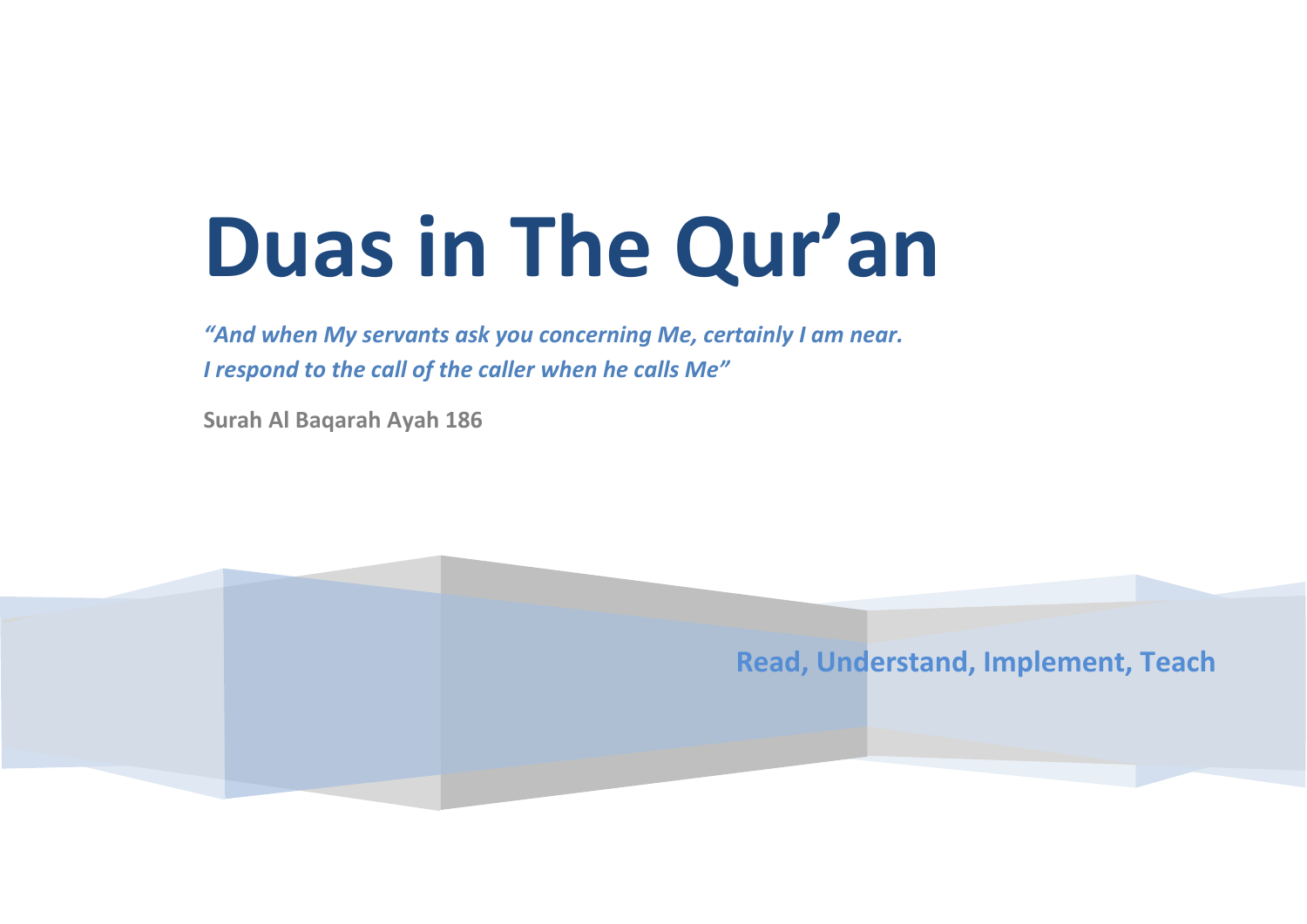# Duas in The Qur'an

*"And when My servants ask you concerning Me, certainly I am near.*
*I respond to the call of the caller when he calls Me"*

**Surah Al Baqarah Ayah 186**

**Read, Understand, Implement, Teach**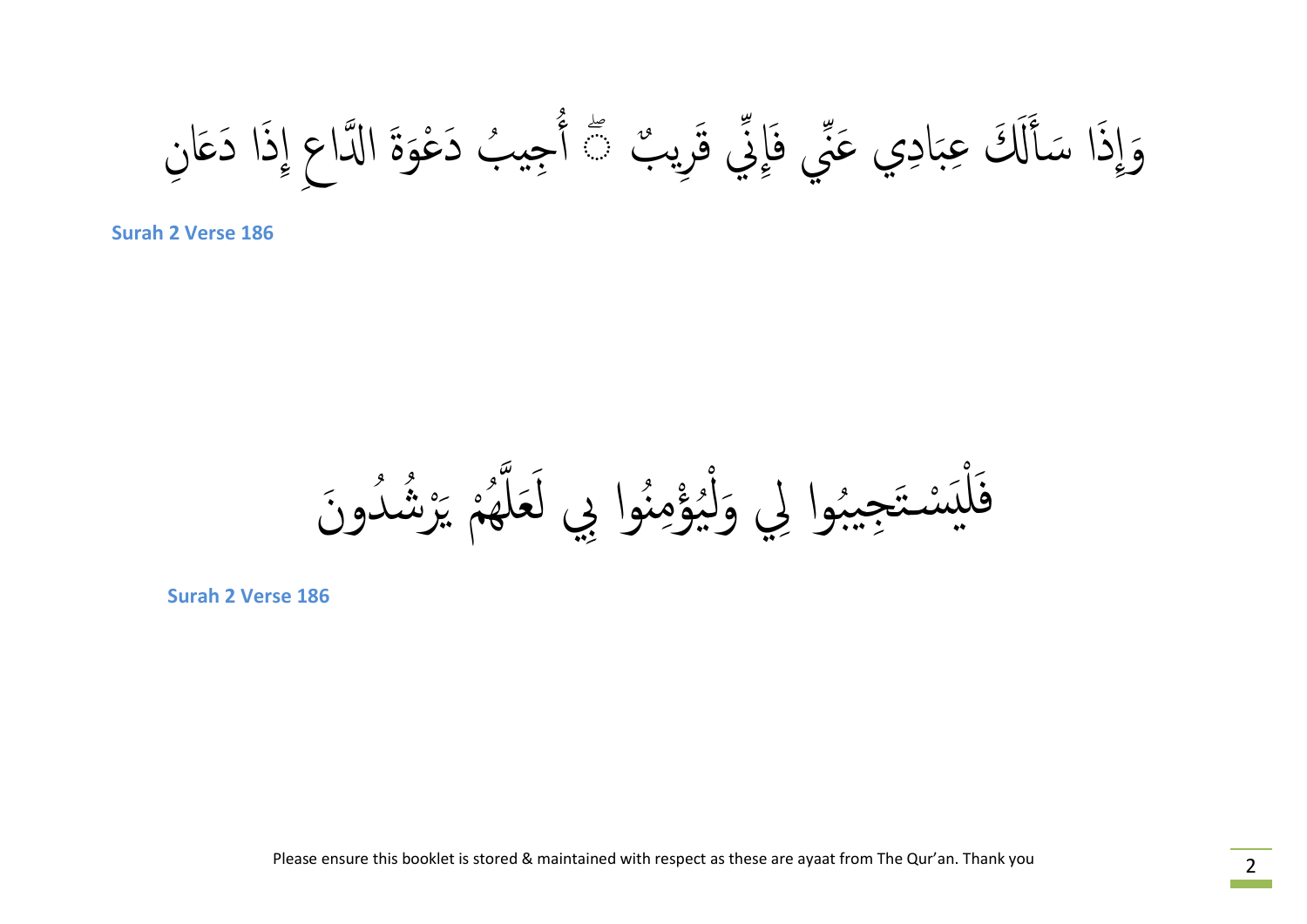وَإِذَا سَأَلَكَ عِبَادِي عَنِّي فَإِنِّي قَرِيبٌ ۖ أُجِيبُ دَعْوَةَ الدَّاعِ إِذَا دَعَانِ

**Surah 2 Verse 186**

فَلْيَسْتَجِيبُوا لِي وَلْيُؤْمِنُوا بِي لَعَلَّهُمْ يَرْشُدُونَ

**Surah 2 Verse 186**

Please ensure this booklet is stored & maintained with respect as these are ayaat from The Qur'an. Thank you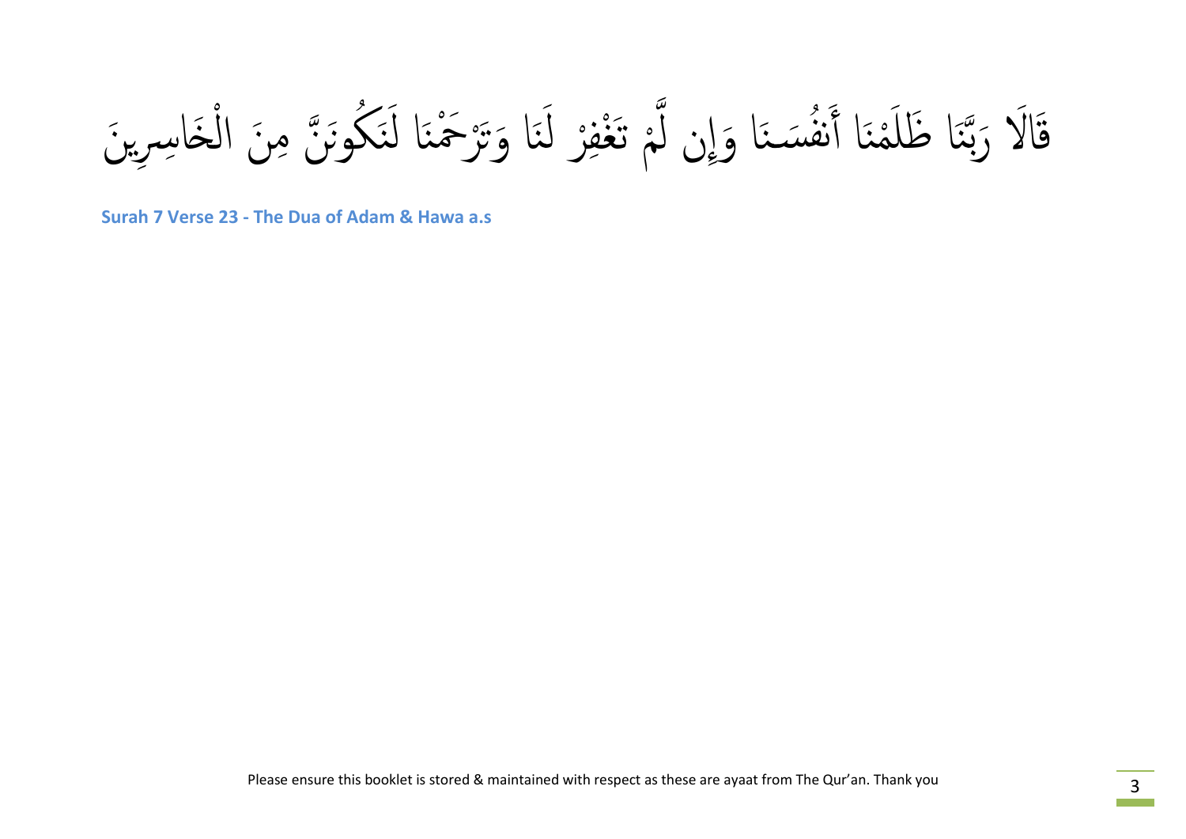قَالَا رَبَّنَا ظَلَمْنَا أَنفُسَنَا وَإِن لَّمْ تَغْفِرْ لَنَا وَتَرْحَمْنَا لَنَكُونَنَّ مِنَ الْخَاسِرِينَ

**Surah 7 Verse 23 - The Dua of Adam & Hawa a.s**

Please ensure this booklet is stored & maintained with respect as these are ayaat from The Qur'an. Thank you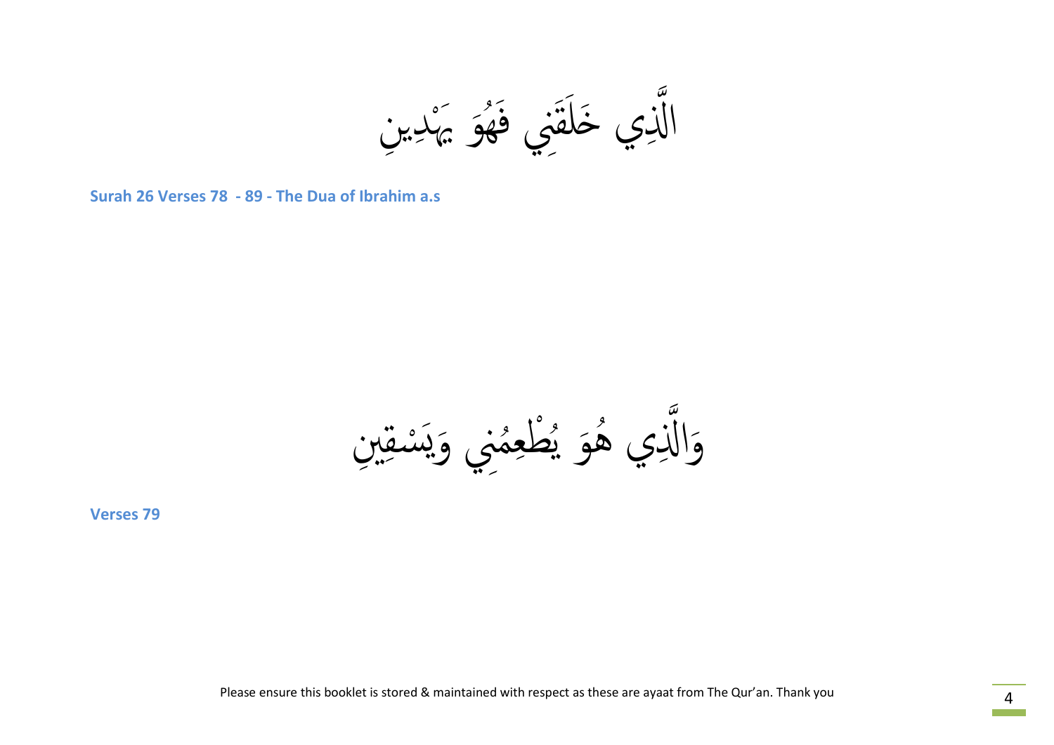الَّذِي خَلَقَنِي فَهُوَ يَهْدِينِ

**Surah 26 Verses 78  - 89 - The Dua of Ibrahim a.s**

وَالَّذِي هُوَ يُطْعِمُنِي وَيَسْقِينِ

**Verses 79**

Please ensure this booklet is stored & maintained with respect as these are ayaat from The Qur'an. Thank you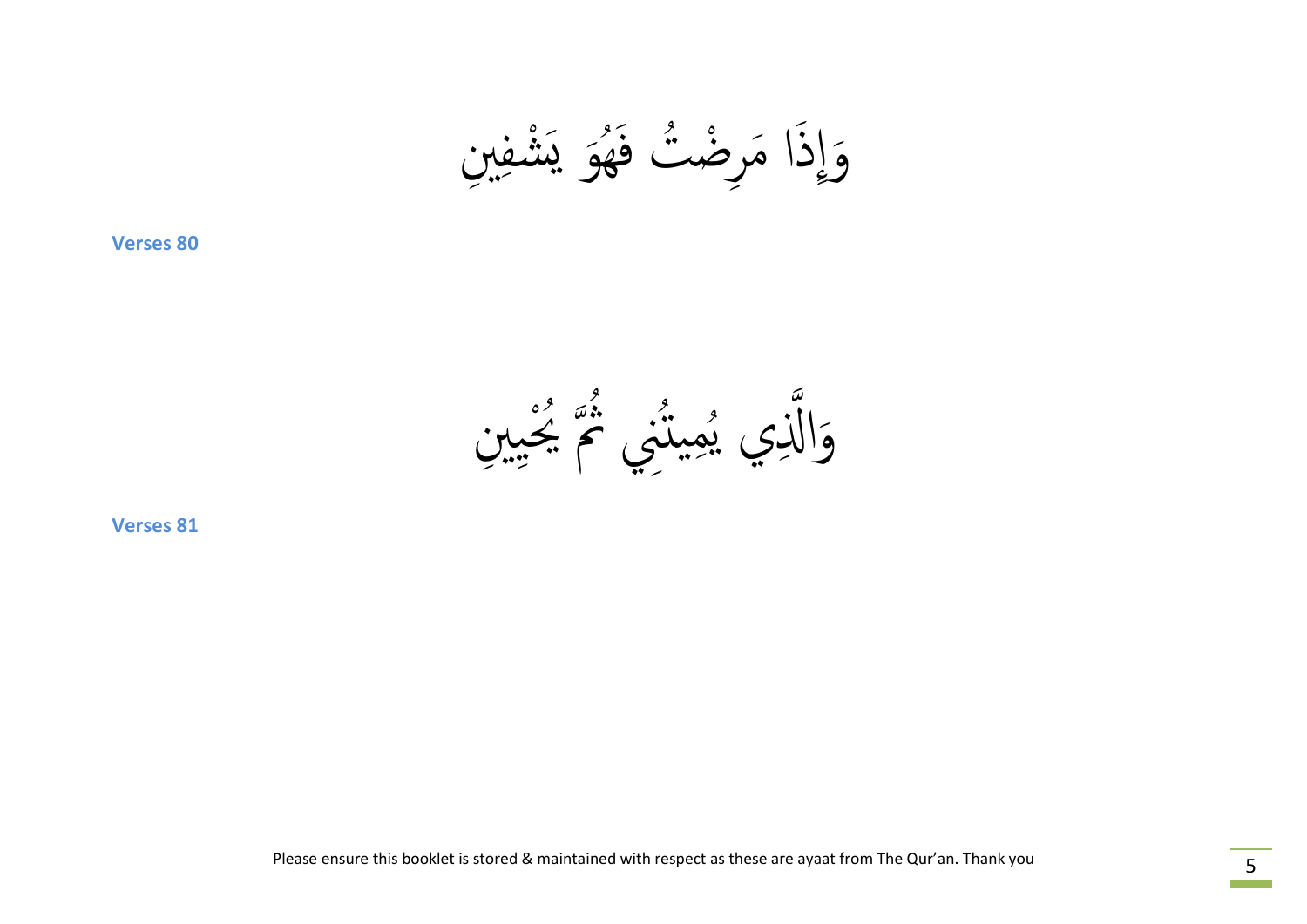وَإِذَا مَرِضْتُ فَهُوَ يَشْفِينِ

**Verses 80**

وَالَّذِي يُمِيتُنِي ثُمَّ يُحْيِينِ

**Verses 81**

Please ensure this booklet is stored & maintained with respect as these are ayaat from The Qur'an. Thank you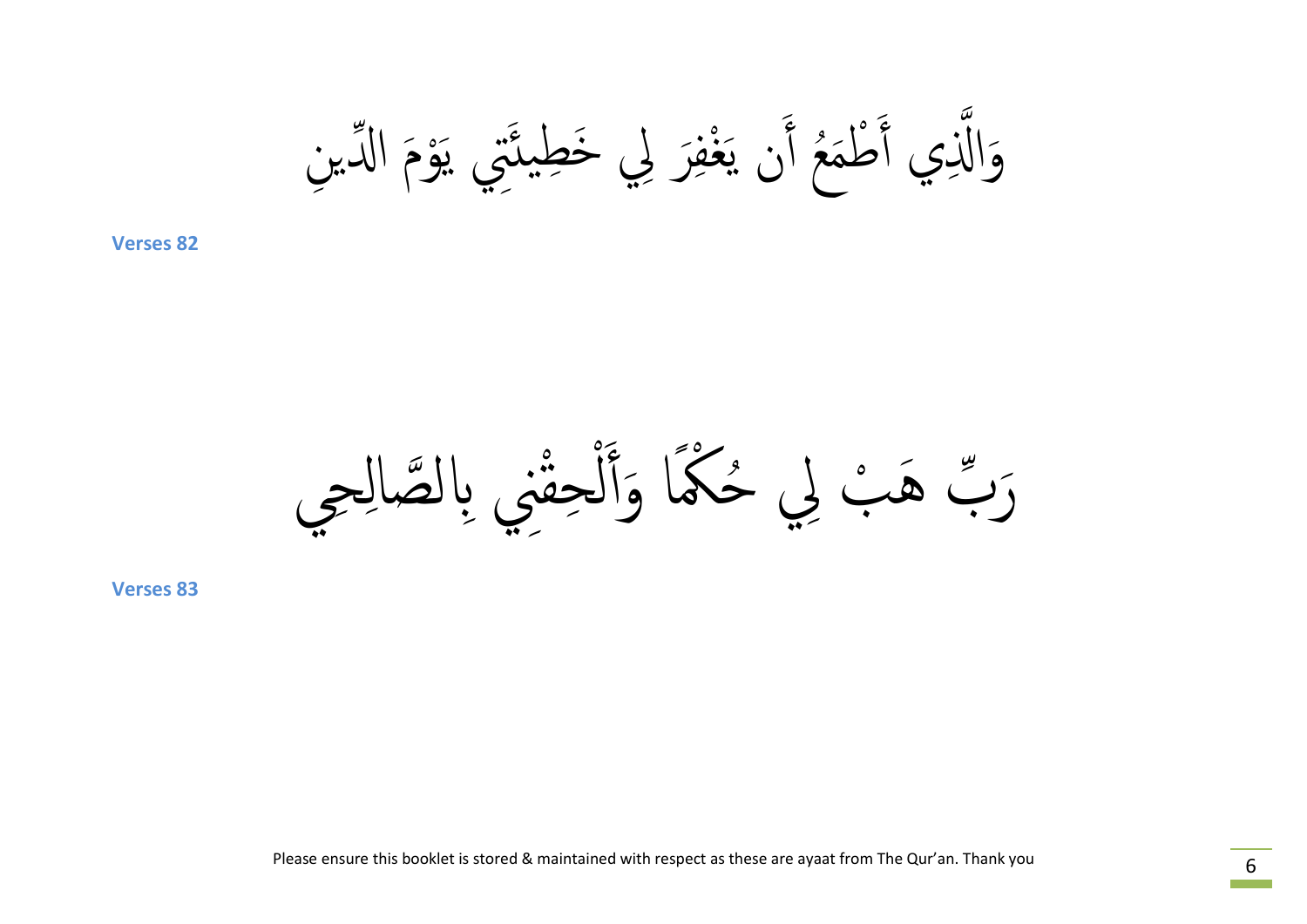وَالَّذِي أَطْمَعُ أَن يَغْفِرَ لِي خَطِيئَتِي يَوْمَ الدِّينِ

**Verses 82**

رَبِّ هَبْ لِي حُكْمًا وَأَلْحِقْنِي بِالصَّالِحِي

**Verses 83**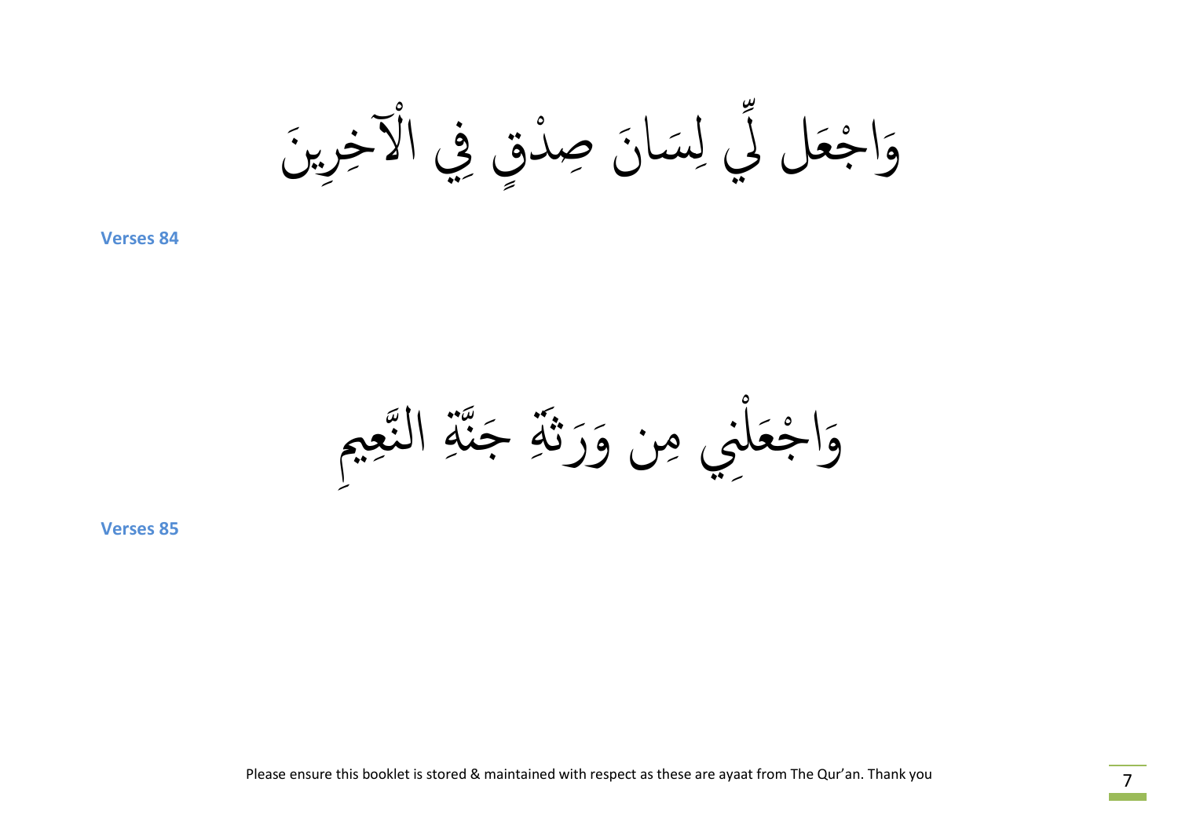وَاجْعَل لِّي لِسَانَ صِدْقٍ فِي الْآخِرِينَ

**Verses 84**

وَاجْعَلْنِي مِن وَرَثَةِ جَنَّةِ النَّعِيمِ

**Verses 85**

Please ensure this booklet is stored & maintained with respect as these are ayaat from The Qur'an. Thank you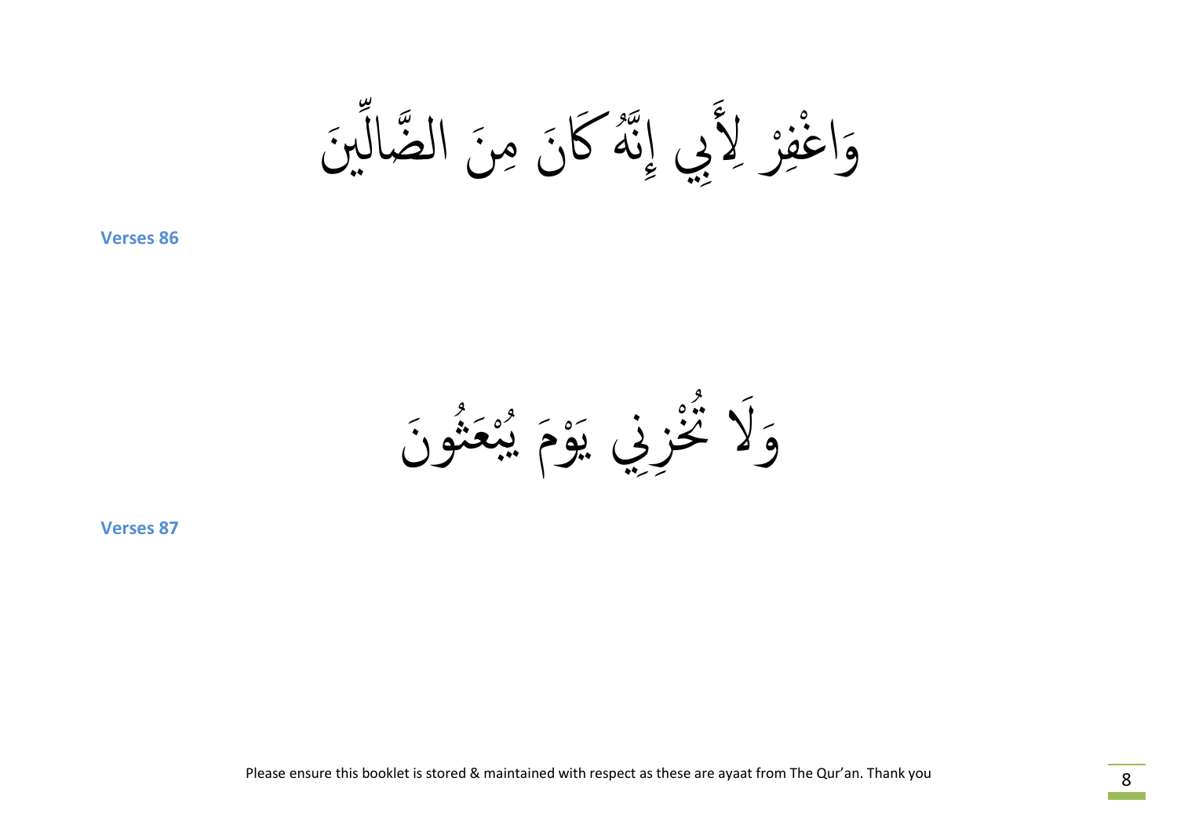وَاغْفِرْ لِأَبِي إِنَّهُ كَانَ مِنَ الضَّالِّينَ

**Verses 86**

وَلَا تُخْزِنِي يَوْمَ يُبْعَثُونَ

**Verses 87**

Please ensure this booklet is stored & maintained with respect as these are ayaat from The Qur'an. Thank you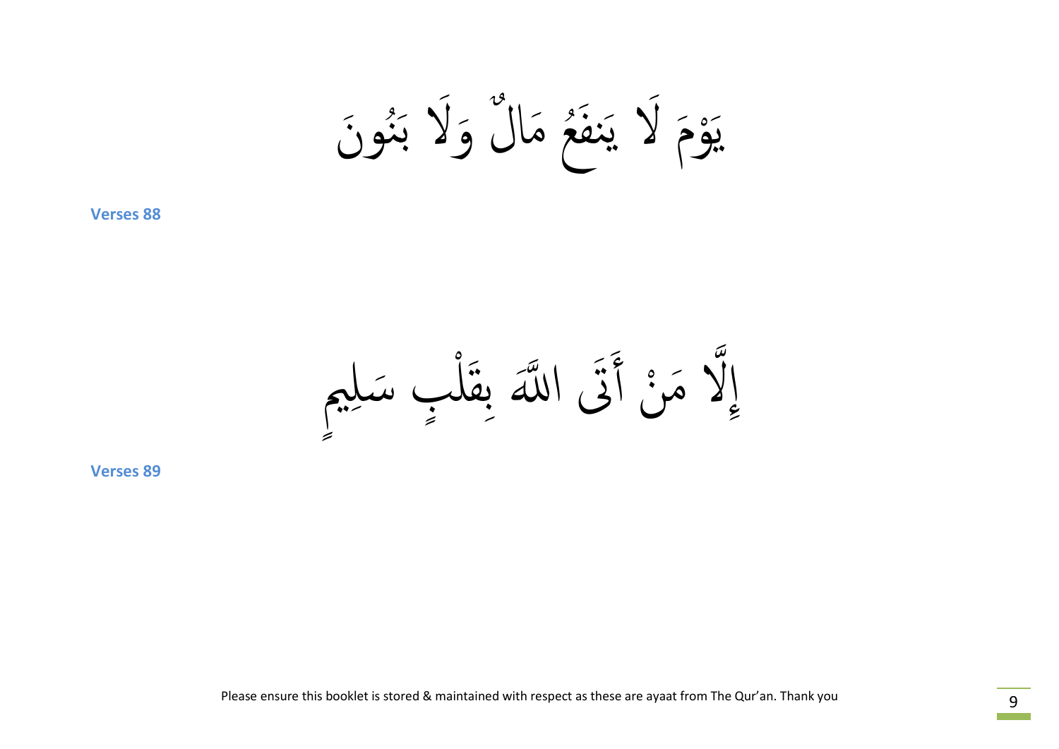يَوْمَ لَا يَنفَعُ مَالٌ وَلَا بَنُونَ

**Verses 88**

إِلَّا مَنْ أَتَى اللَّهَ بِقَلْبٍ سَلِيمٍ

**Verses 89**

Please ensure this booklet is stored & maintained with respect as these are ayaat from The Qur'an. Thank you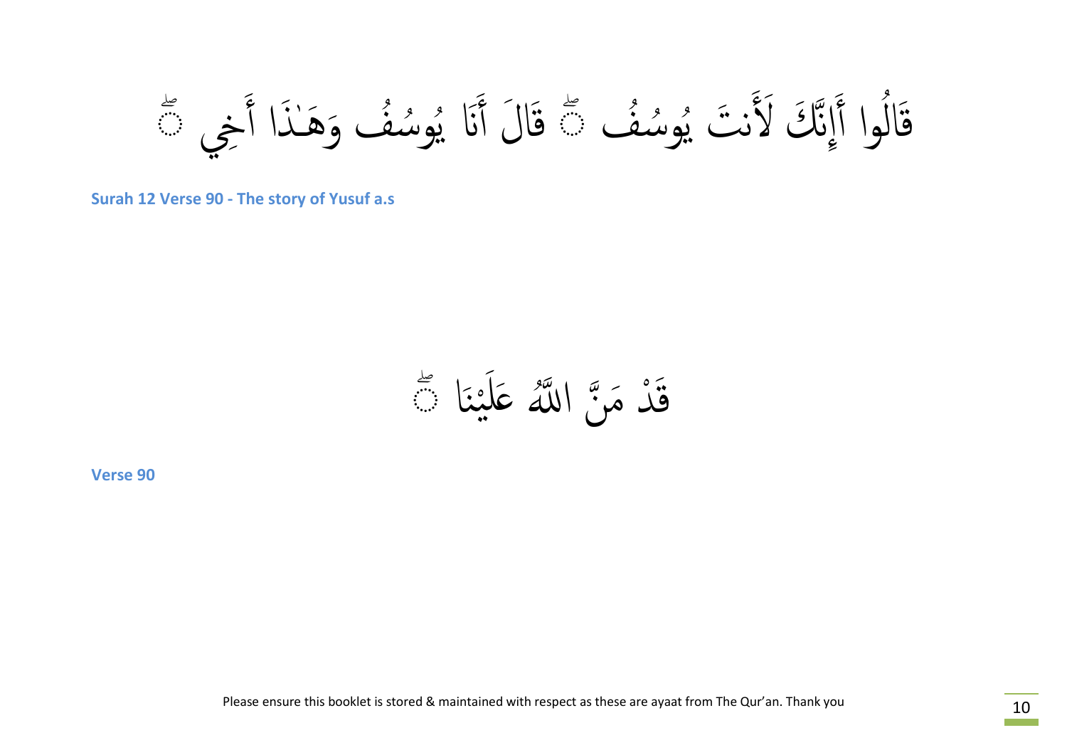قَالُوا أَإِنَّكَ لَأَنتَ يُوسُفُ ۖ قَالَ أَنَا يُوسُفُ وَهَٰذَا أَخِي ۖ

**Surah 12 Verse 90 - The story of Yusuf a.s**

قَدْ مَنَّ اللَّهُ عَلَيْنَا ۖ

**Verse 90**

Please ensure this booklet is stored & maintained with respect as these are ayaat from The Qur'an. Thank you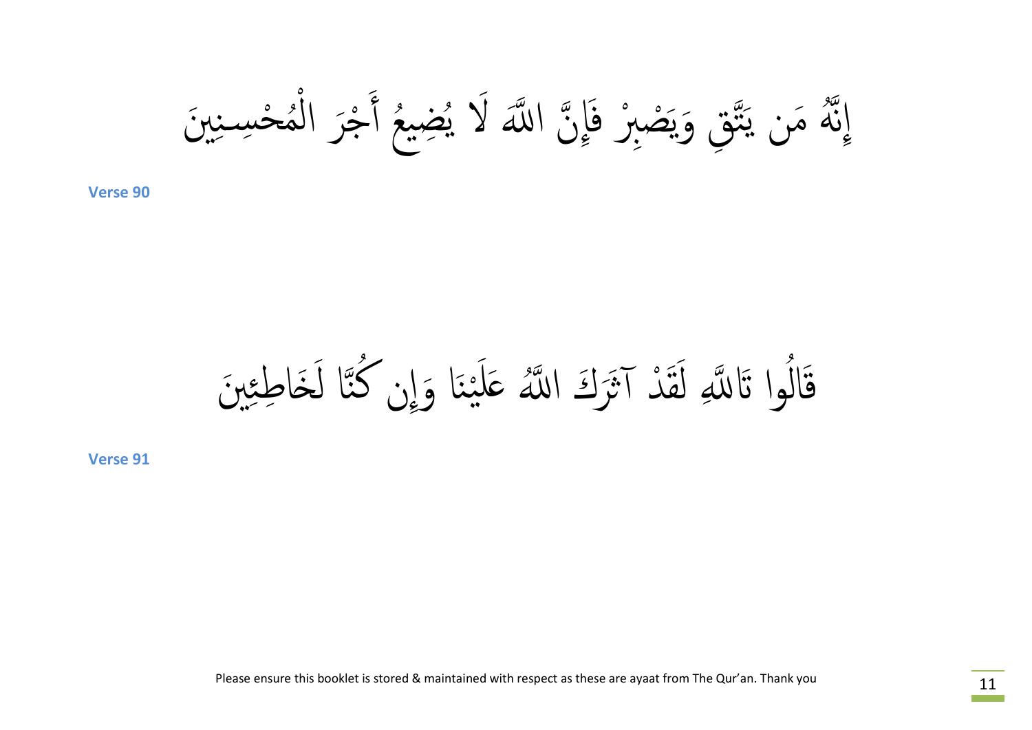إِنَّهُ مَن يَتَّقِ وَيَصْبِرْ فَإِنَّ اللَّهَ لَا يُضِيعُ أَجْرَ الْمُحْسِنِينَ

**Verse 90**

قَالُوا تَاللَّهِ لَقَدْ آثَرَكَ اللَّهُ عَلَيْنَا وَإِن كُنَّا لَخَاطِئِينَ

**Verse 91**

Please ensure this booklet is stored & maintained with respect as these are ayaat from The Qur'an. Thank you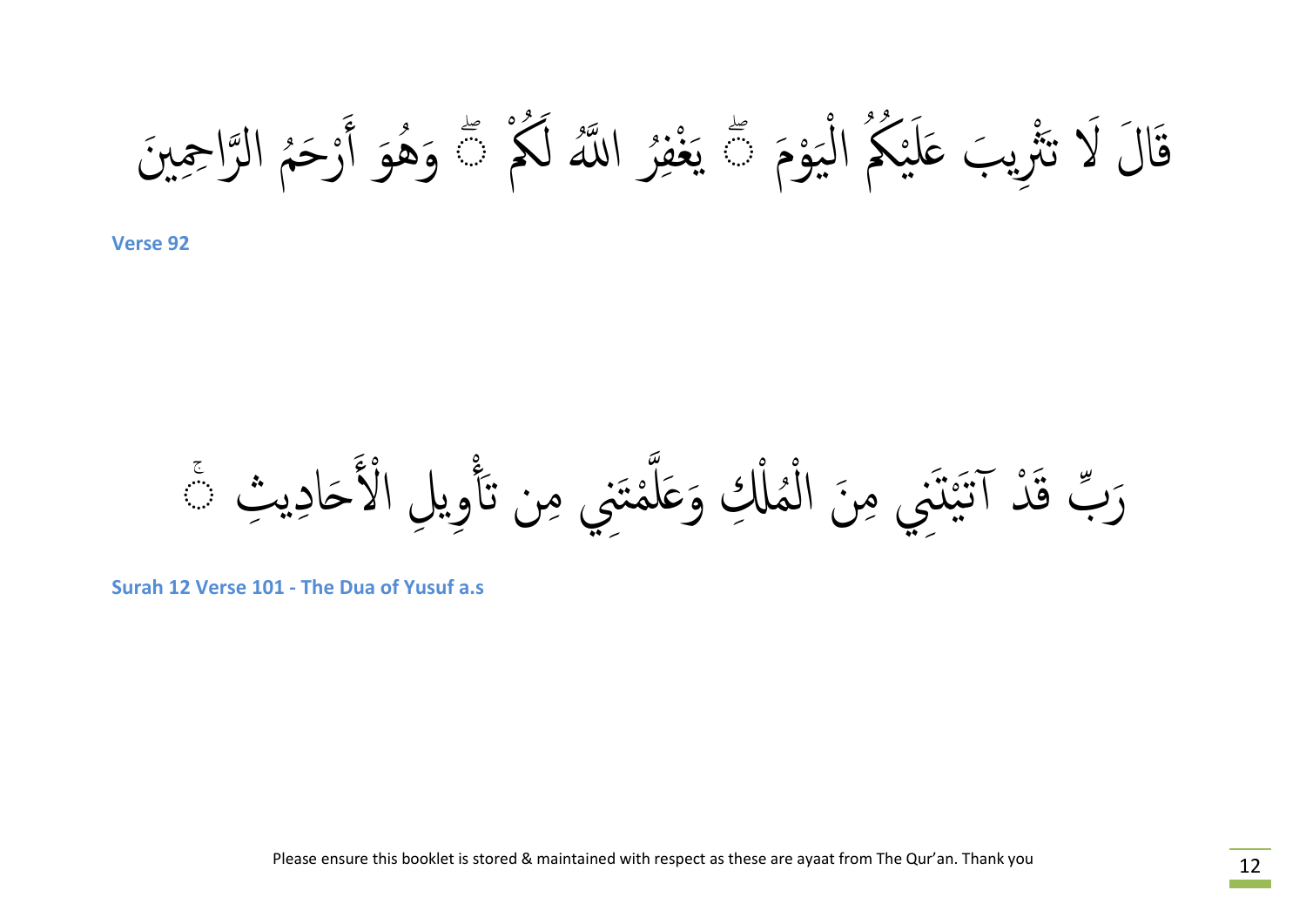قَالَ لَا تَثْرِيبَ عَلَيْكُمُ الْيَوْمَ ۖ يَغْفِرُ اللَّهُ لَكُمْ ۖ وَهُوَ أَرْحَمُ الرَّاحِمِينَ

**Verse 92**

رَبِّ قَدْ آتَيْتَنِي مِنَ الْمُلْكِ وَعَلَّمْتَنِي مِن تَأْوِيلِ الْأَحَادِيثِ ۚ

**Surah 12 Verse 101 - The Dua of Yusuf a.s**

Please ensure this booklet is stored & maintained with respect as these are ayaat from The Qur'an. Thank you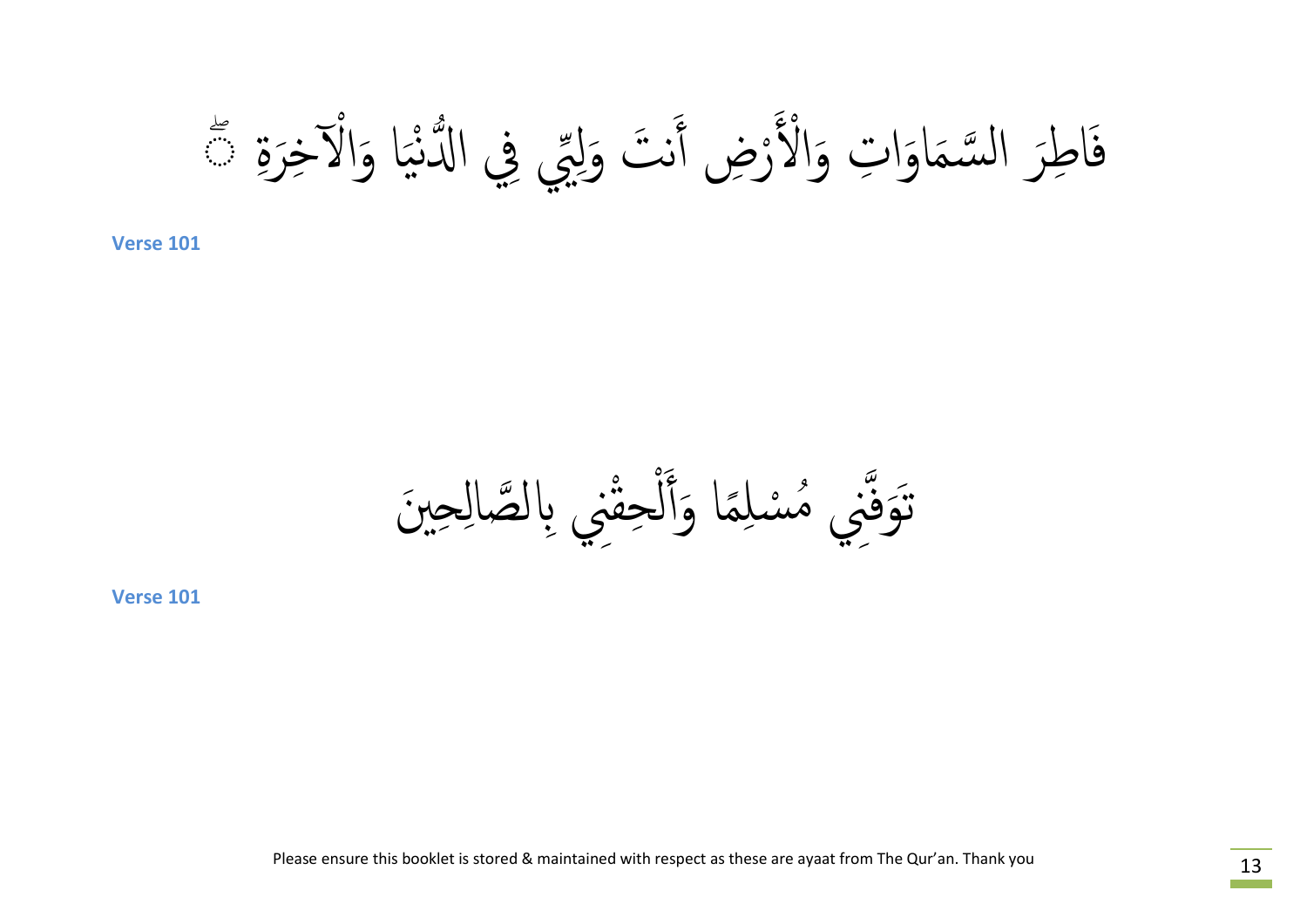فَاطِرَ السَّمَاوَاتِ وَالْأَرْضِ أَنتَ وَلِيِّي فِي الدُّنْيَا وَالْآخِرَةِ ۖ

**Verse 101**

تَوَفَّنِي مُسْلِمًا وَأَلْحِقْنِي بِالصَّالِحِينَ

**Verse 101**

Please ensure this booklet is stored & maintained with respect as these are ayaat from The Qur'an. Thank you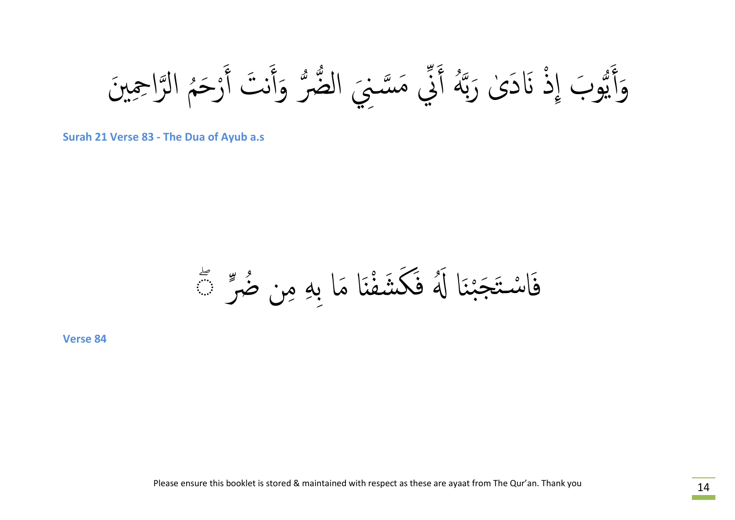وَأَيُّوبَ إِذْ نَادَىٰ رَبَّهُ أَنِّي مَسَّنِيَ الضُّرُّ وَأَنتَ أَرْحَمُ الرَّاحِمِينَ

**Surah 21 Verse 83 - The Dua of Ayub a.s**

فَاسْتَجَبْنَا لَهُ فَكَشَفْنَا مَا بِهِ مِن ضُرٍّ ۖ

**Verse 84**

Please ensure this booklet is stored & maintained with respect as these are ayaat from The Qur'an. Thank you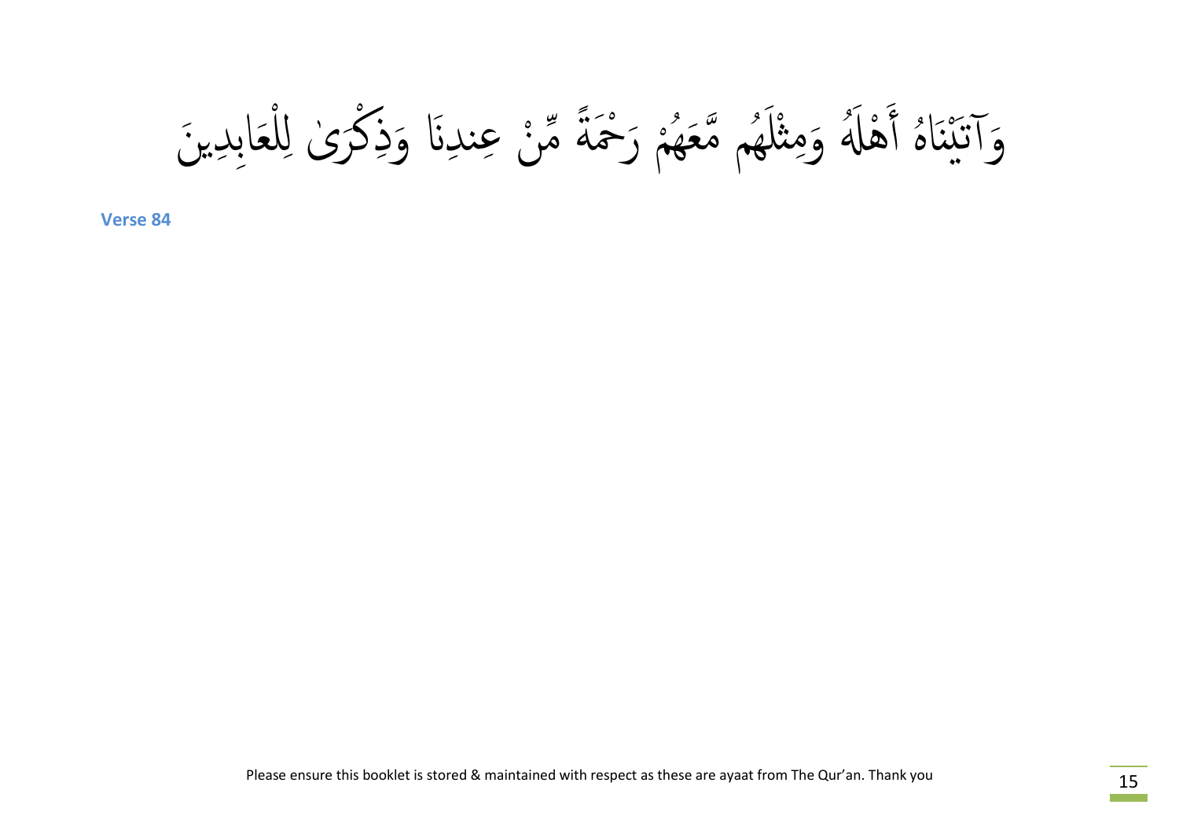وَآتَيْنَاهُ أَهْلَهُ وَمِثْلَهُم مَّعَهُمْ رَحْمَةً مِّنْ عِندِنَا وَذِكْرَىٰ لِلْعَابِدِينَ

**Verse 84**

Please ensure this booklet is stored & maintained with respect as these are ayaat from The Qur'an. Thank you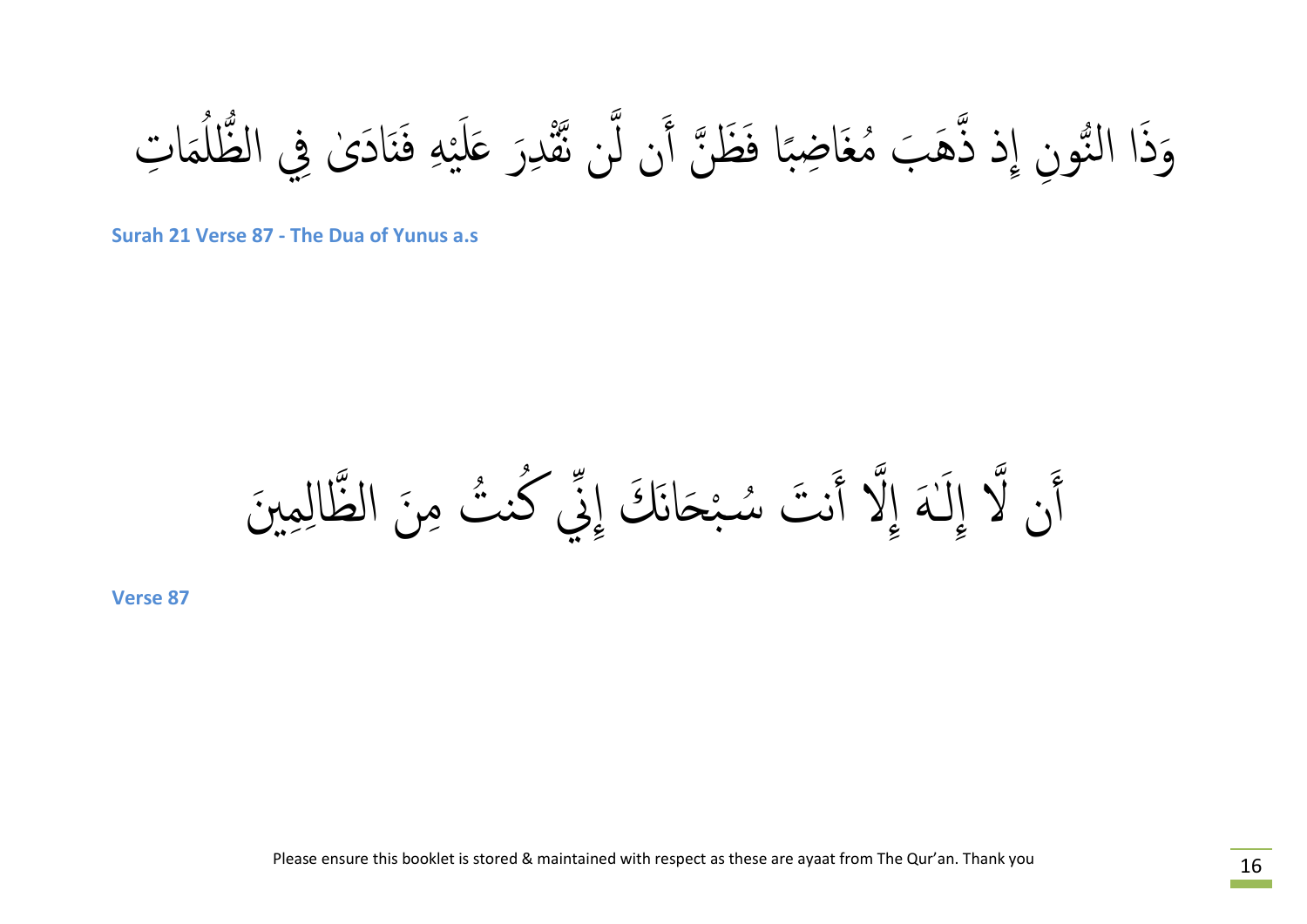وَذَا النُّونِ إِذ ذَّهَبَ مُغَاضِبًا فَظَنَّ أَن لَّن نَّقْدِرَ عَلَيْهِ فَنَادَىٰ فِي الظُّلُمَاتِ

**Surah 21 Verse 87 - The Dua of Yunus a.s**

أَن لَّا إِلَٰهَ إِلَّا أَنتَ سُبْحَانَكَ إِنِّي كُنتُ مِنَ الظَّالِمِينَ

**Verse 87**

Please ensure this booklet is stored & maintained with respect as these are ayaat from The Qur'an. Thank you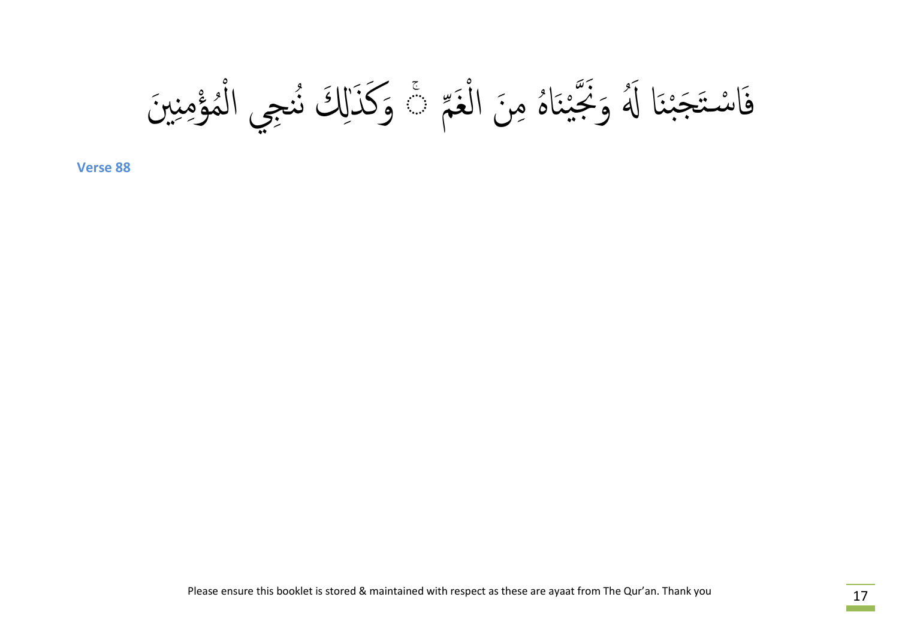فَاسْتَجَبْنَا لَهُ وَنَجَّيْنَاهُ مِنَ الْغَمِّ ۚ وَكَذَٰلِكَ نُنجِي الْمُؤْمِنِينَ

**Verse 88**

Please ensure this booklet is stored & maintained with respect as these are ayaat from The Qur'an. Thank you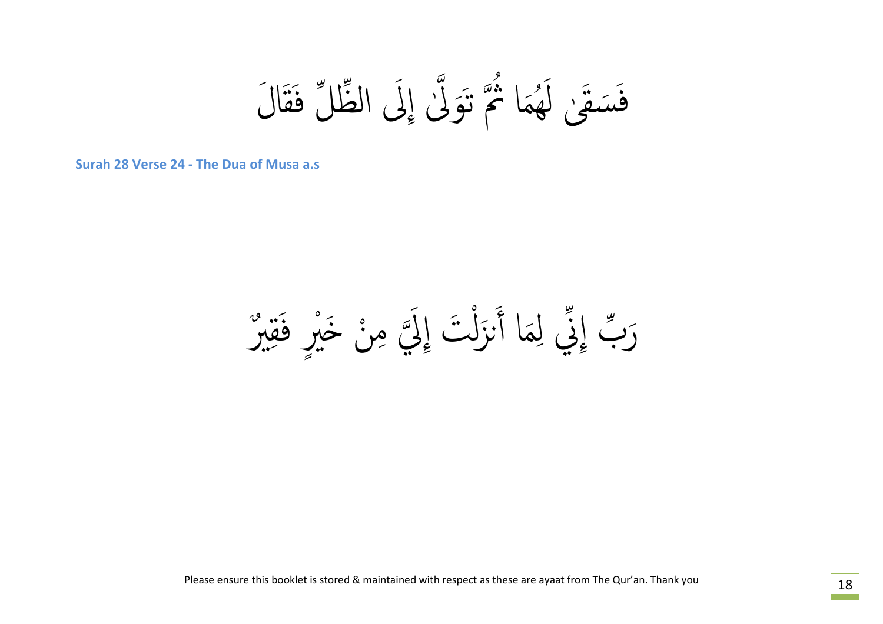فَسَقَىٰ لَهُمَا ثُمَّ تَوَلَّىٰ إِلَى الظِّلِّ فَقَالَ

**Surah 28 Verse 24 - The Dua of Musa a.s**

رَبِّ إِنِّي لِمَا أَنزَلْتَ إِلَيَّ مِنْ خَيْرٍ فَقِيرٌ

Please ensure this booklet is stored & maintained with respect as these are ayaat from The Qur'an. Thank you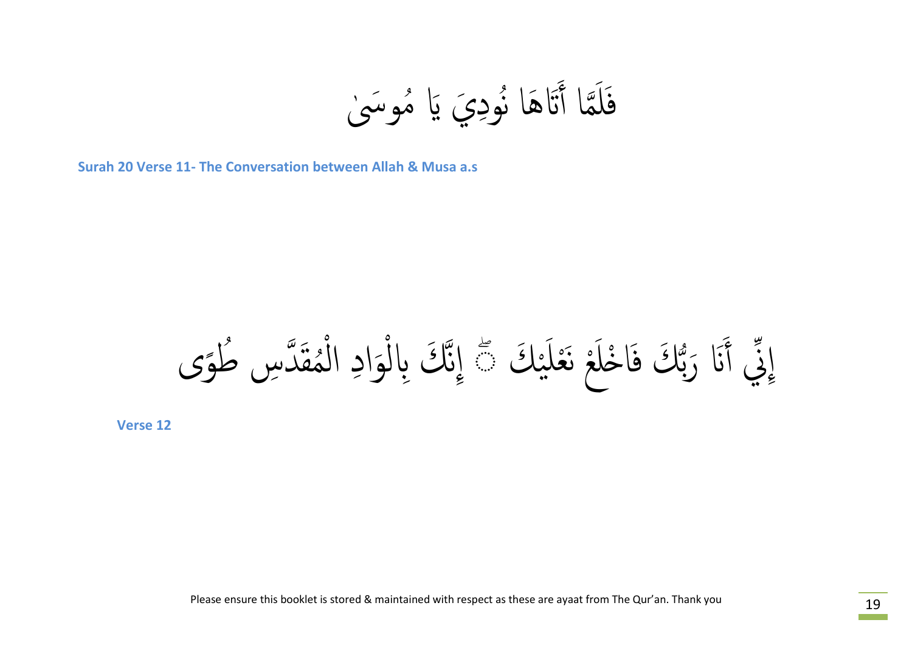فَلَمَّا أَتَاهَا نُودِيَ يَا مُوسَىٰ

**Surah 20 Verse 11- The Conversation between Allah & Musa a.s**

إِنِّي أَنَا رَبُّكَ فَاخْلَعْ نَعْلَيْكَ ۖ إِنَّكَ بِالْوَادِ الْمُقَدَّسِ طُوًى

**Verse 12**

Please ensure this booklet is stored & maintained with respect as these are ayaat from The Qur'an. Thank you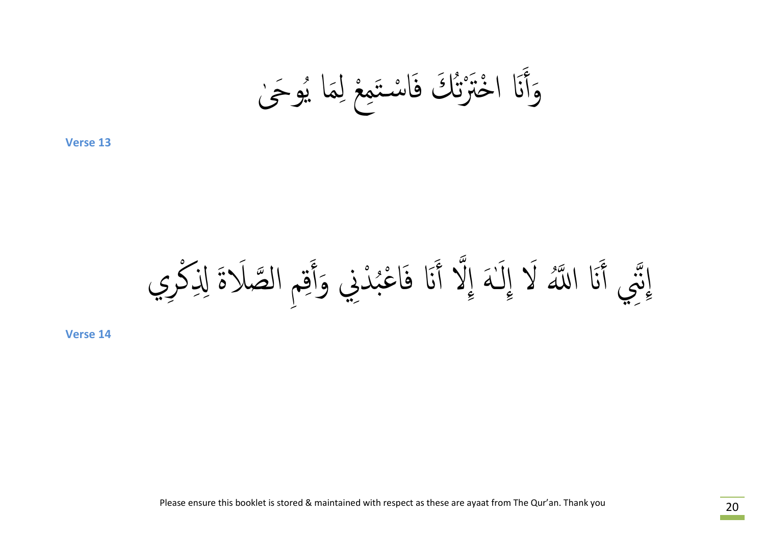وَأَنَا اخْتَرْتُكَ فَاسْتَمِعْ لِمَا يُوحَىٰ

**Verse 13**

إِنَّنِي أَنَا اللَّهُ لَا إِلَٰهَ إِلَّا أَنَا فَاعْبُدْنِي وَأَقِمِ الصَّلَاةَ لِذِكْرِي

**Verse 14**

Please ensure this booklet is stored & maintained with respect as these are ayaat from The Qur'an. Thank you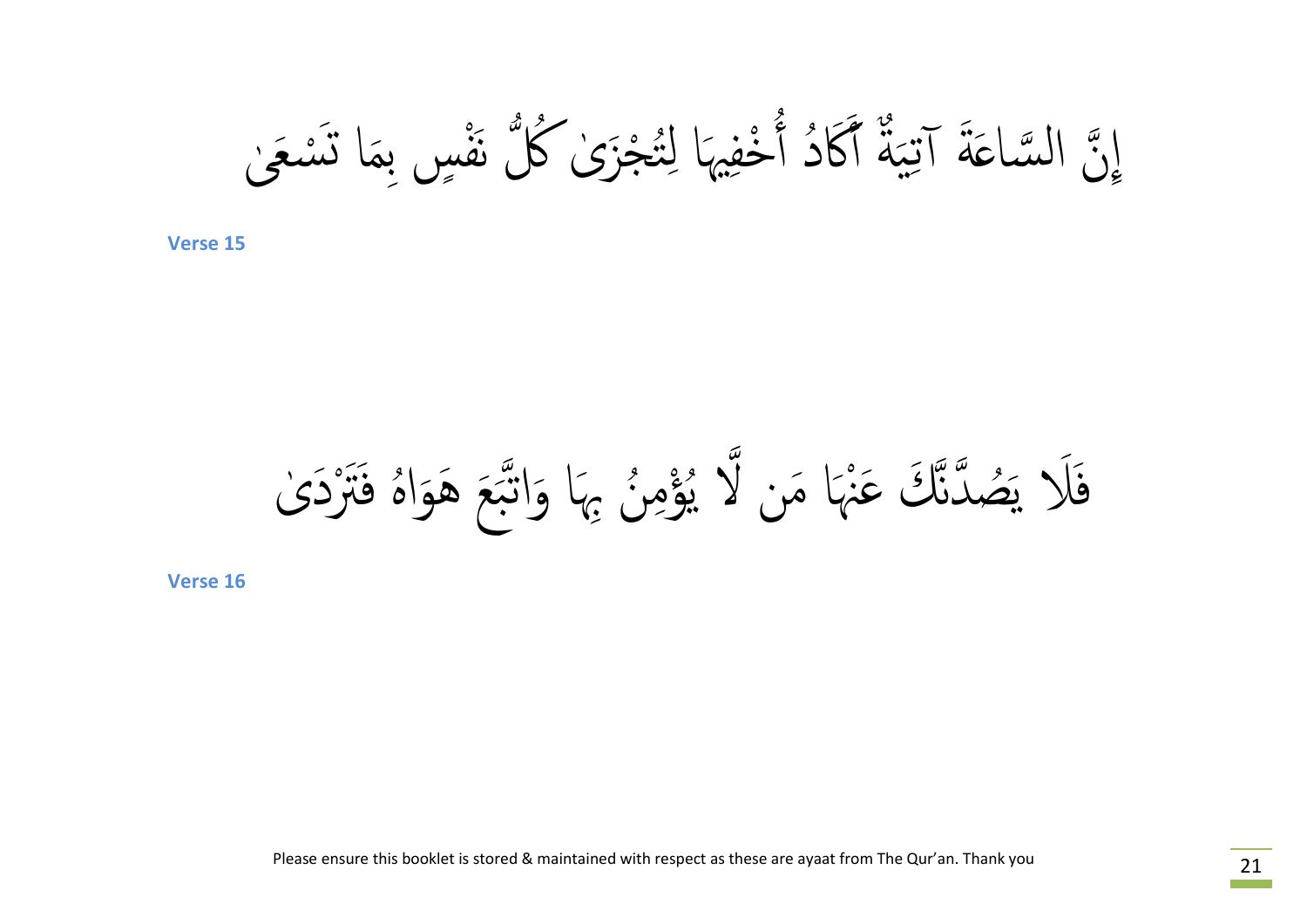إِنَّ السَّاعَةَ آتِيَةٌ أَكَادُ أُخْفِيهَا لِتُجْزَىٰ كُلُّ نَفْسٍ بِمَا تَسْعَىٰ

**Verse 15**

فَلَا يَصُدَّنَّكَ عَنْهَا مَن لَّا يُؤْمِنُ بِهَا وَاتَّبَعَ هَوَاهُ فَتَرْدَىٰ

**Verse 16**

Please ensure this booklet is stored & maintained with respect as these are ayaat from The Qur'an. Thank you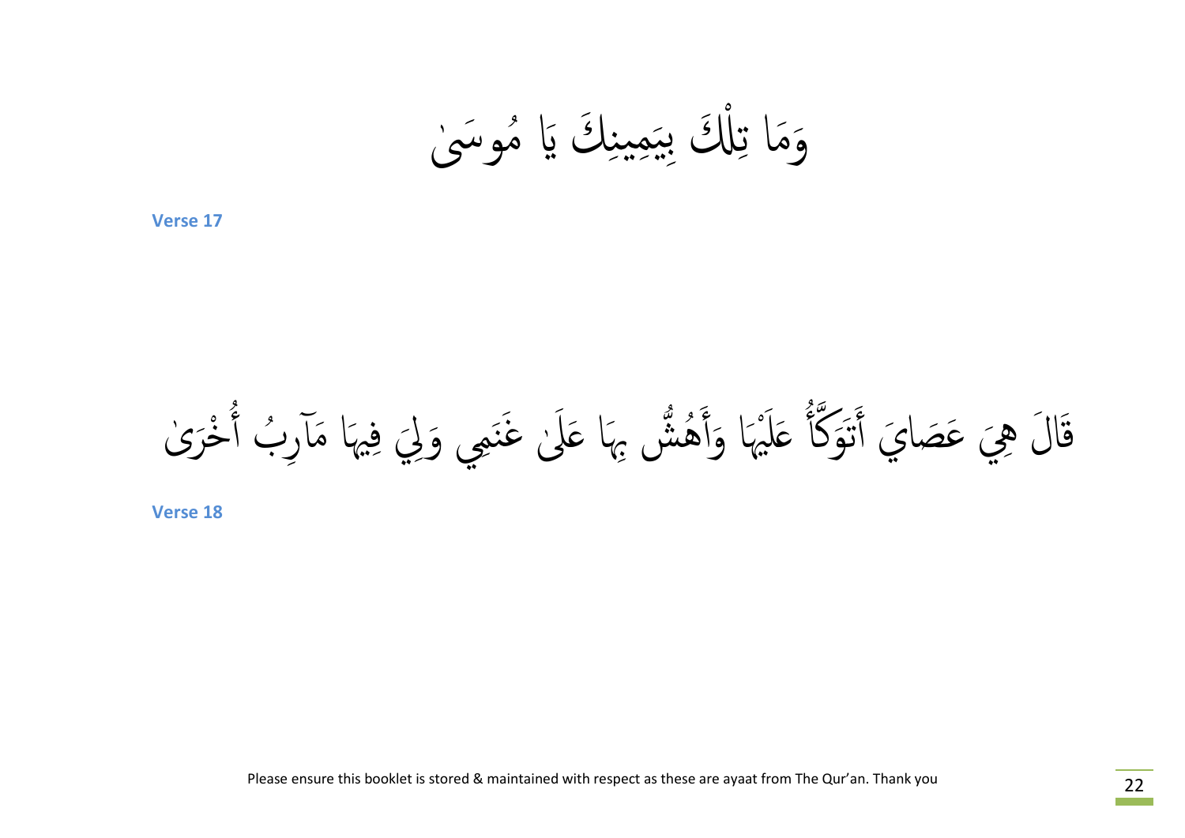وَمَا تِلْكَ بِيَمِينِكَ يَا مُوسَىٰ

**Verse 17**

قَالَ هِيَ عَصَايَ أَتَوَكَّأُ عَلَيْهَا وَأَهُشُّ بِهَا عَلَىٰ غَنَمِي وَلِيَ فِيهَا مَآرِبُ أُخْرَىٰ

**Verse 18**

Please ensure this booklet is stored & maintained with respect as these are ayaat from The Qur'an. Thank you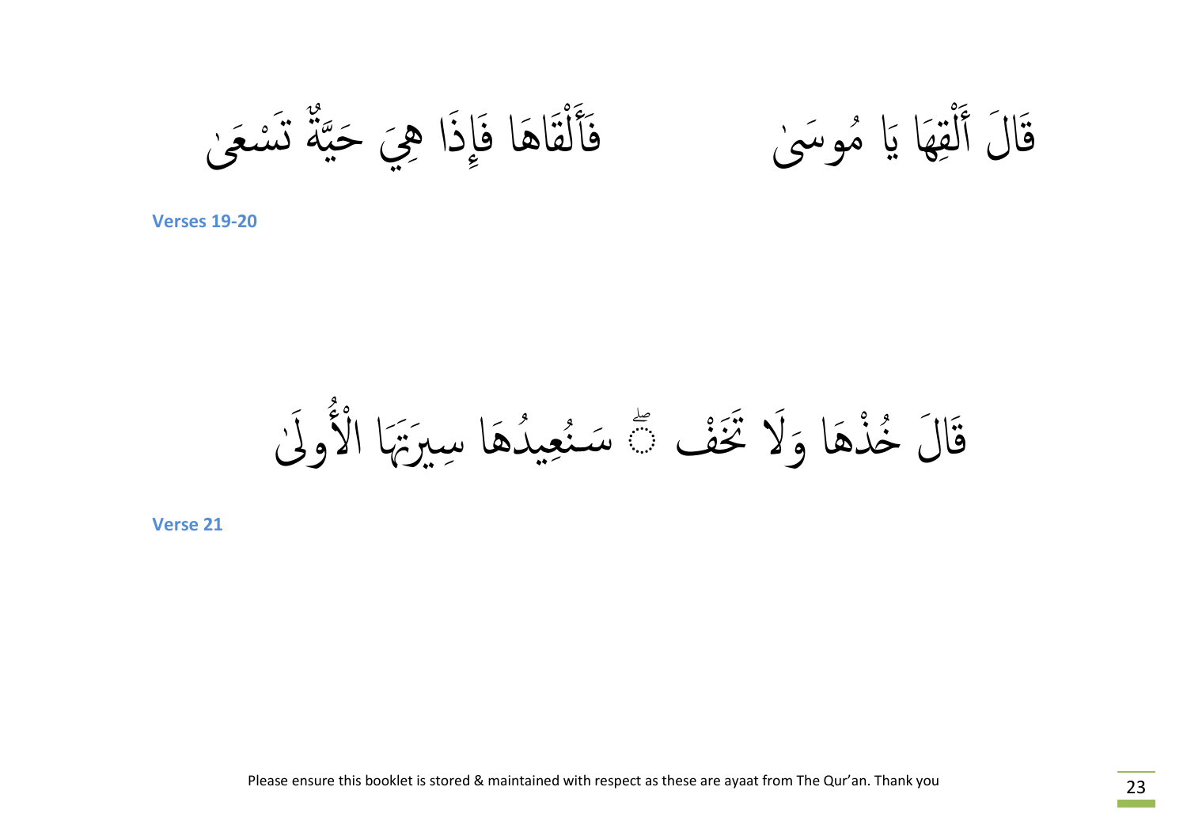قَالَ أَلْقِهَا يَا مُوسَىٰ          فَأَلْقَاهَا فَإِذَا هِيَ حَيَّةٌ تَسْعَىٰ

**Verses 19-20**

قَالَ خُذْهَا وَلَا تَخَفْ ۖ سَنُعِيدُهَا سِيرَتَهَا الْأُولَىٰ

**Verse 21**

Please ensure this booklet is stored & maintained with respect as these are ayaat from The Qur'an. Thank you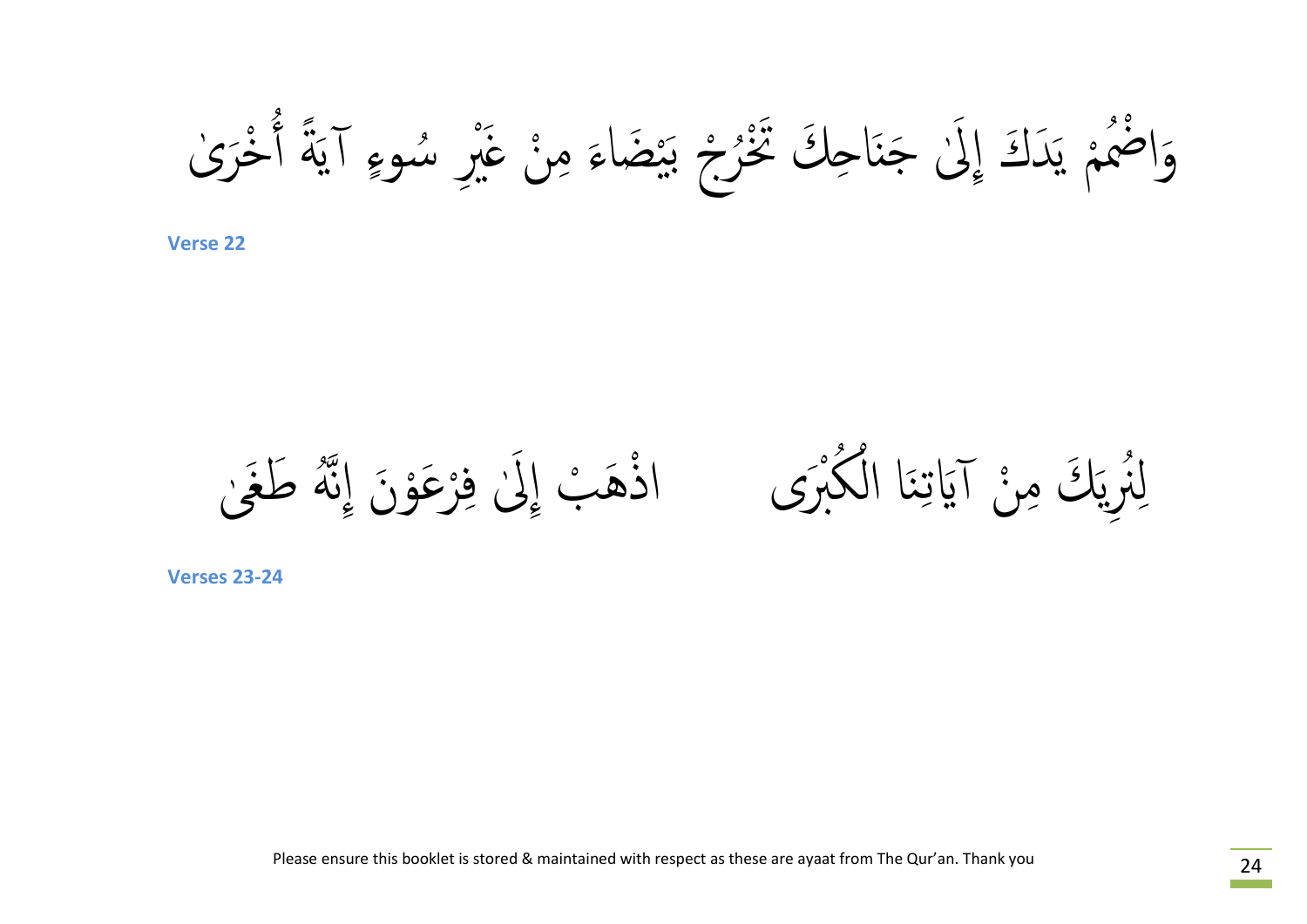وَاضْمُمْ يَدَكَ إِلَىٰ جَنَاحِكَ تَخْرُجْ بَيْضَاءَ مِنْ غَيْرِ سُوءٍ آيَةً أُخْرَىٰ

**Verse 22**

لِنُرِيَكَ مِنْ آيَاتِنَا الْكُبْرَى اذْهَبْ إِلَىٰ فِرْعَوْنَ إِنَّهُ طَغَىٰ

**Verses 23-24**

Please ensure this booklet is stored & maintained with respect as these are ayaat from The Qur'an. Thank you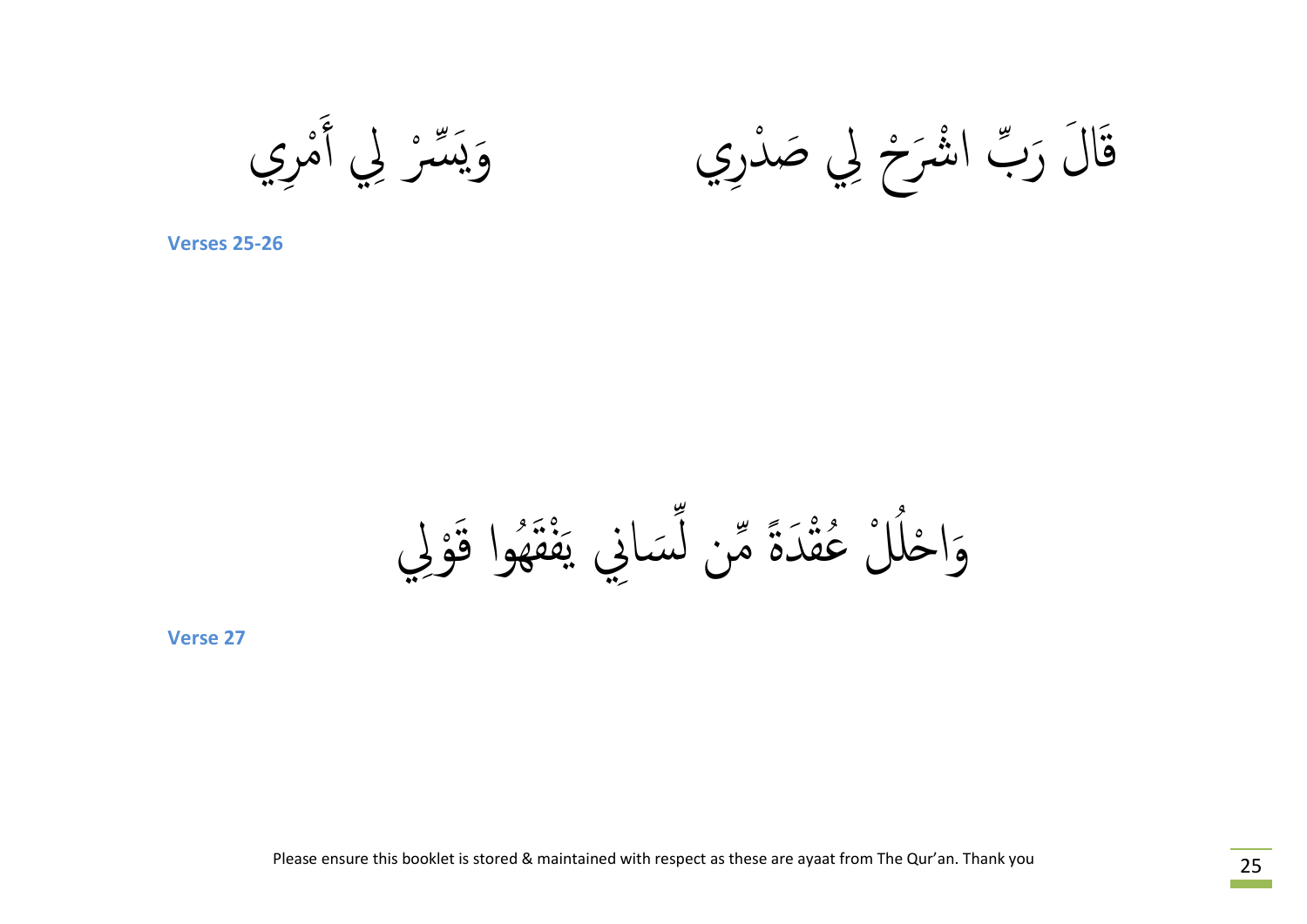قَالَ رَبِّ اشْرَحْ لِي صَدْرِي          وَيَسِّرْ لِي أَمْرِي

**Verses 25-26**

وَاحْلُلْ عُقْدَةً مِّن لِّسَانِي يَفْقَهُوا قَوْلِي

**Verse 27**

Please ensure this booklet is stored & maintained with respect as these are ayaat from The Qur'an. Thank you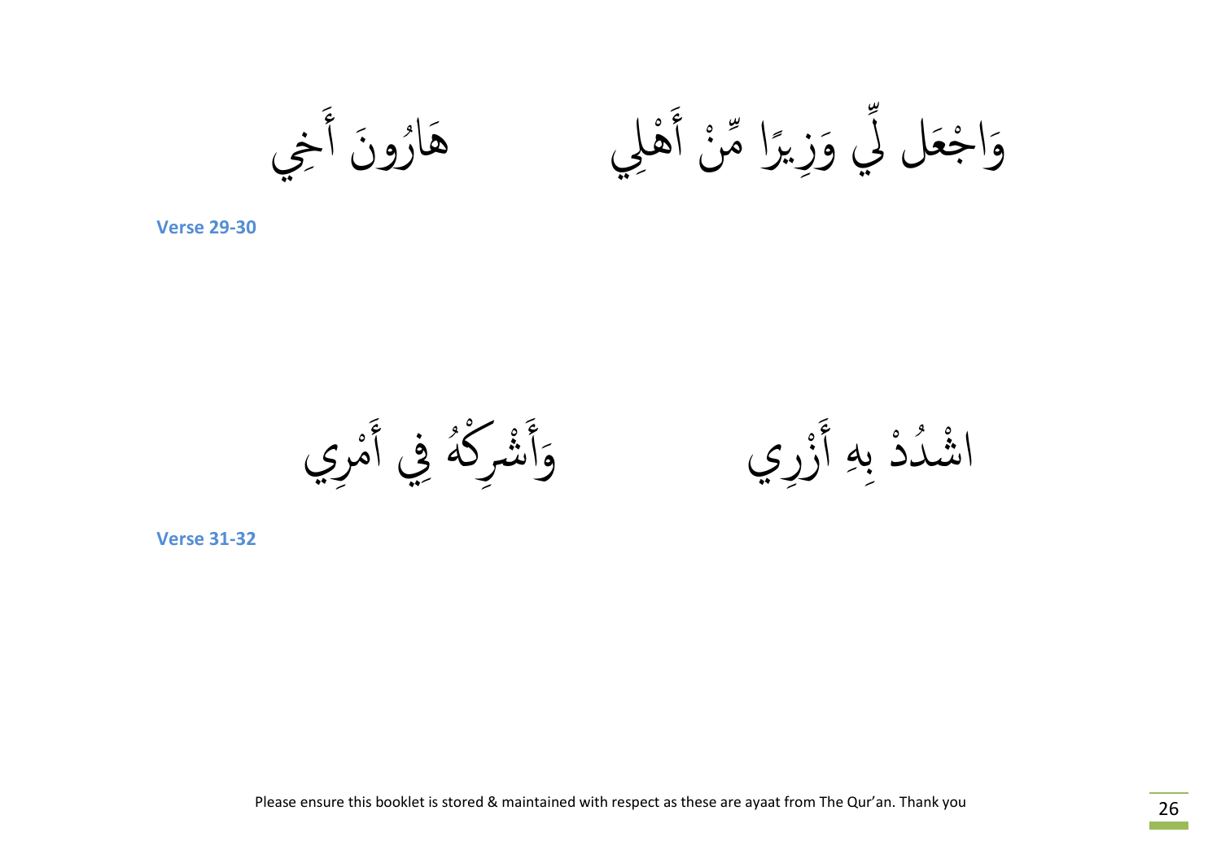وَاجْعَل لِّي وَزِيرًا مِّنْ أَهْلِي        هَارُونَ أَخِي

**Verse 29-30**

اشْدُدْ بِهِ أَزْرِي        وَأَشْرِكْهُ فِي أَمْرِي

**Verse 31-32**

Please ensure this booklet is stored & maintained with respect as these are ayaat from The Qur'an. Thank you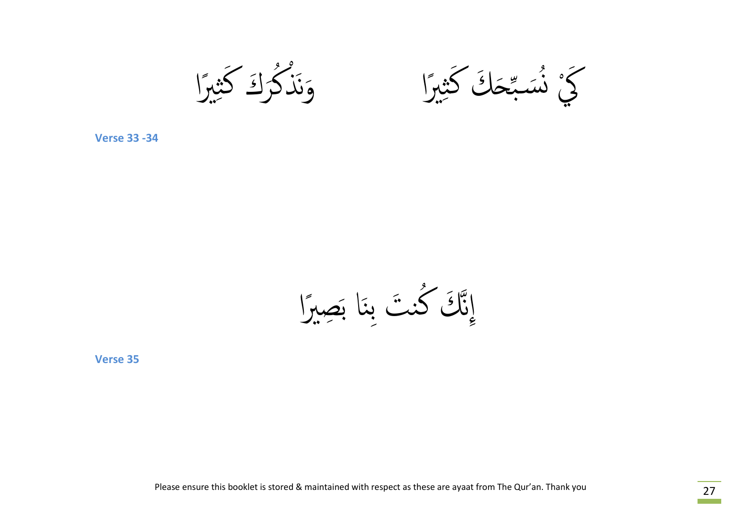كَيْ نُسَبِّحَكَ كَثِيرًا          وَنَذْكُرَكَ كَثِيرًا

**Verse 33 -34**

إِنَّكَ كُنتَ بِنَا بَصِيرًا

**Verse 35**

Please ensure this booklet is stored & maintained with respect as these are ayaat from The Qur'an. Thank you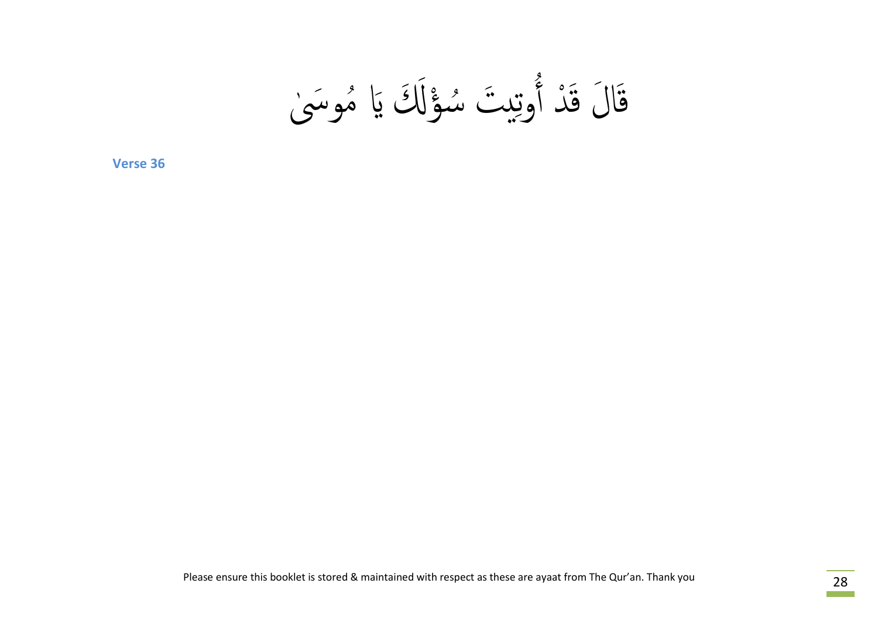قَالَ قَدْ أُوتِيتَ سُؤْلَكَ يَا مُوسَىٰ

**Verse 36**

Please ensure this booklet is stored & maintained with respect as these are ayaat from The Qur'an. Thank you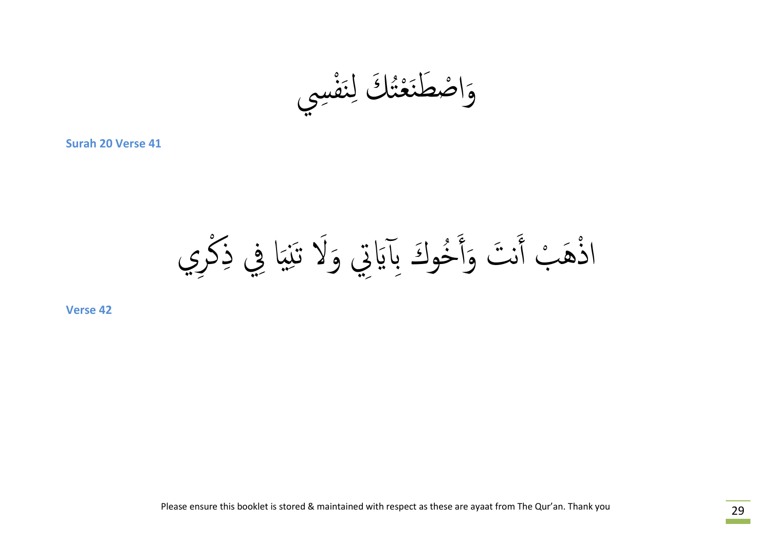وَاصْطَنَعْتُكَ لِنَفْسِي

**Surah 20 Verse 41**

اذْهَبْ أَنتَ وَأَخُوكَ بِآيَاتِي وَلَا تَنِيَا فِي ذِكْرِي

**Verse 42**

Please ensure this booklet is stored & maintained with respect as these are ayaat from The Qur'an. Thank you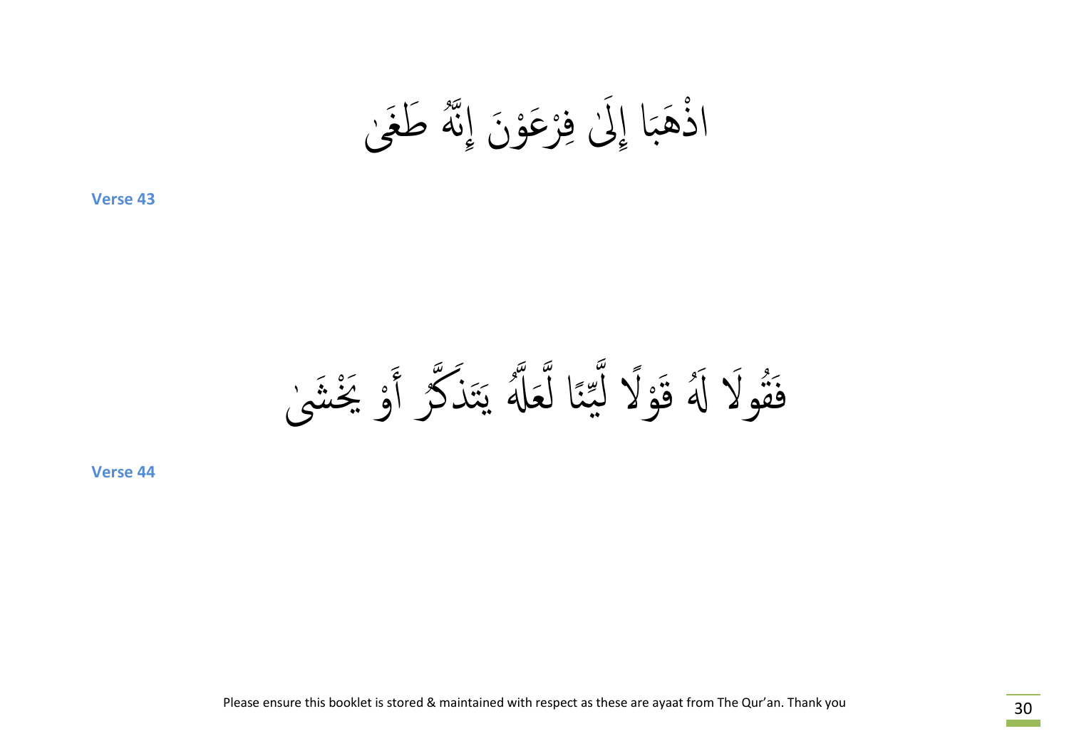اذْهَبَا إِلَىٰ فِرْعَوْنَ إِنَّهُ طَغَىٰ

**Verse 43**

فَقُولَا لَهُ قَوْلًا لَّيِّنًا لَّعَلَّهُ يَتَذَكَّرُ أَوْ يَخْشَىٰ

**Verse 44**

Please ensure this booklet is stored & maintained with respect as these are ayaat from The Qur'an. Thank you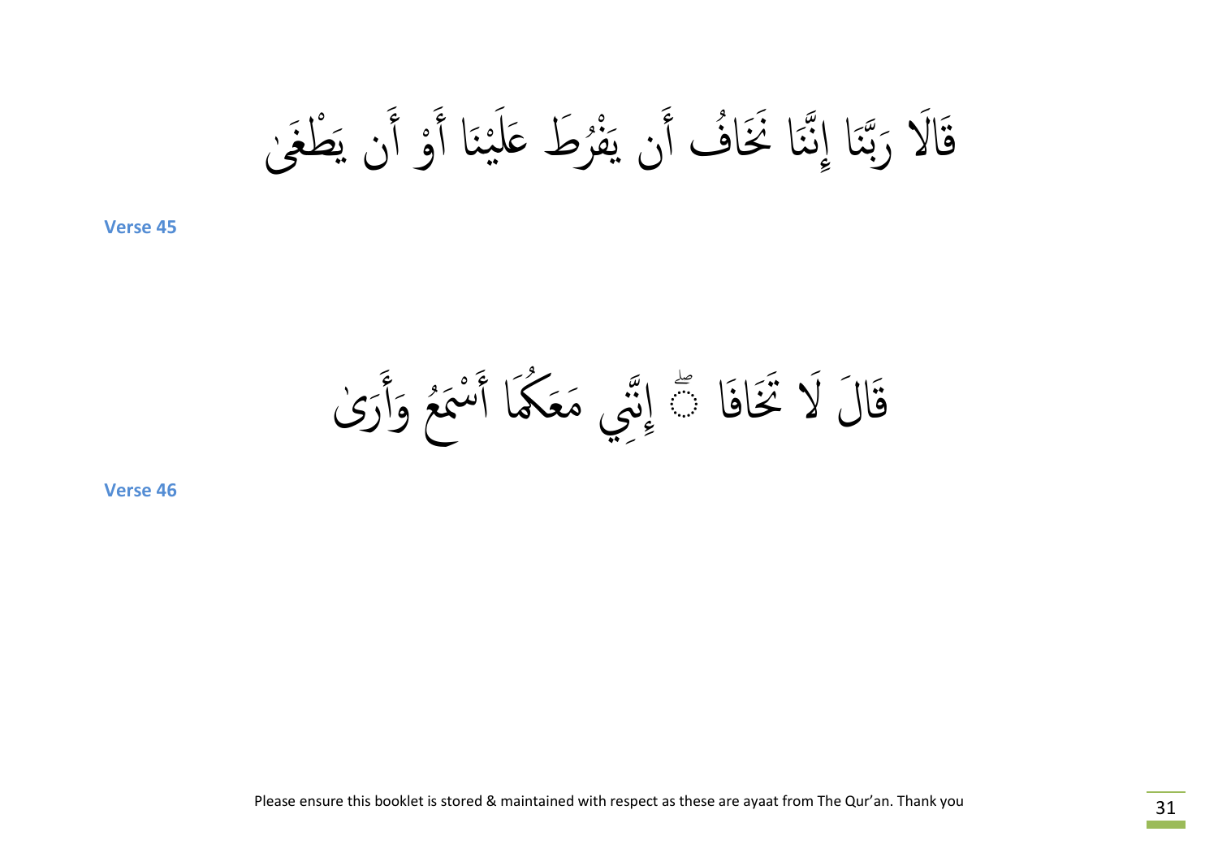قَالَا رَبَّنَا إِنَّنَا نَخَافُ أَن يَفْرُطَ عَلَيْنَا أَوْ أَن يَطْغَىٰ

**Verse 45**

قَالَ لَا تَخَافَا ۖ إِنَّنِي مَعَكُمَا أَسْمَعُ وَأَرَىٰ

**Verse 46**

Please ensure this booklet is stored & maintained with respect as these are ayaat from The Qur'an. Thank you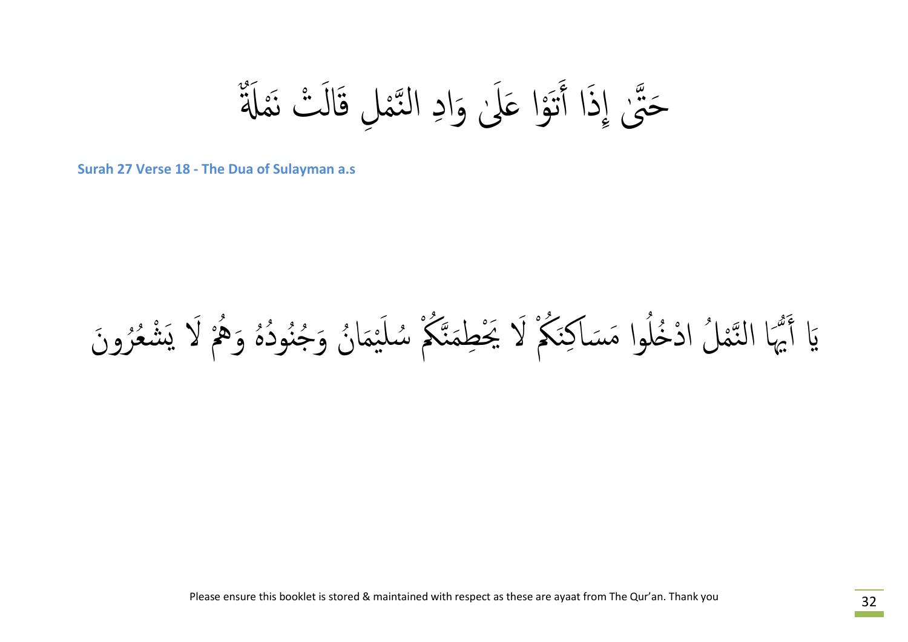حَتَّىٰ إِذَا أَتَوْا عَلَىٰ وَادِ النَّمْلِ قَالَتْ نَمْلَةٌ

**Surah 27 Verse 18 - The Dua of Sulayman a.s**

يَا أَيُّهَا النَّمْلُ ادْخُلُوا مَسَاكِنَكُمْ لَا يَحْطِمَنَّكُمْ سُلَيْمَانُ وَجُنُودُهُ وَهُمْ لَا يَشْعُرُونَ

Please ensure this booklet is stored & maintained with respect as these are ayaat from The Qur'an. Thank you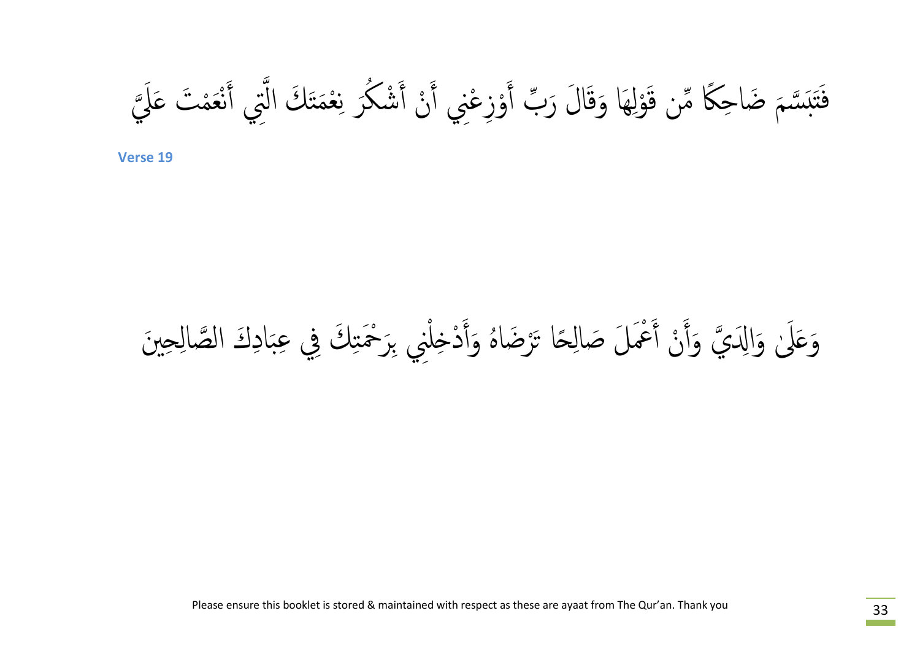فَتَبَسَّمَ ضَاحِكًا مِّن قَوْلِهَا وَقَالَ رَبِّ أَوْزِعْنِي أَنْ أَشْكُرَ نِعْمَتَكَ الَّتِي أَنْعَمْتَ عَلَيَّ

**Verse 19**

وَعَلَىٰ وَالِدَيَّ وَأَنْ أَعْمَلَ صَالِحًا تَرْضَاهُ وَأَدْخِلْنِي بِرَحْمَتِكَ فِي عِبَادِكَ الصَّالِحِينَ

Please ensure this booklet is stored & maintained with respect as these are ayaat from The Qur'an. Thank you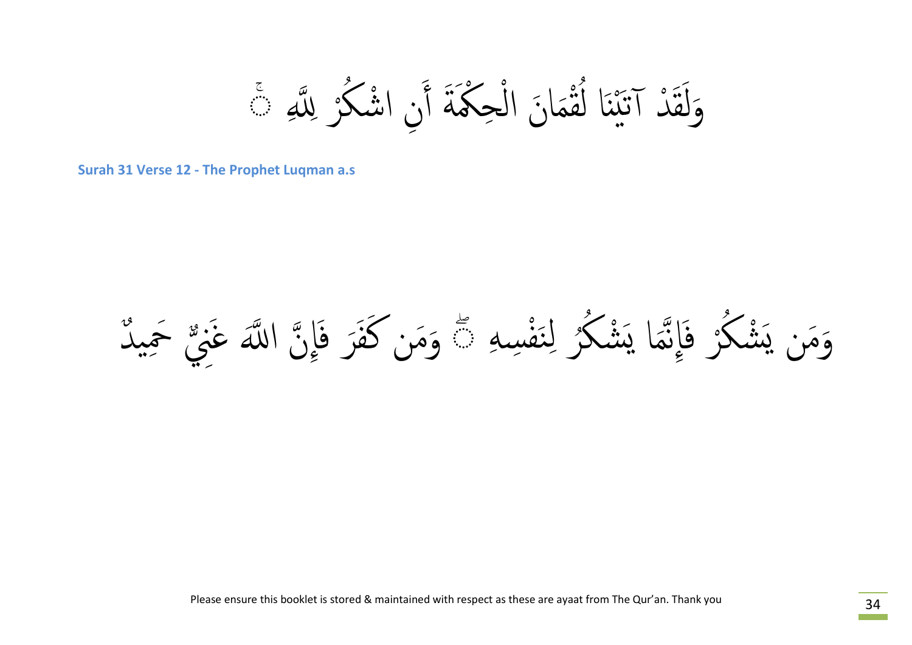وَلَقَدْ آتَيْنَا لُقْمَانَ الْحِكْمَةَ أَنِ اشْكُرْ لِلَّهِ ۚ

**Surah 31 Verse 12 - The Prophet Luqman a.s**

وَمَن يَشْكُرْ فَإِنَّمَا يَشْكُرُ لِنَفْسِهِ ۖ وَمَن كَفَرَ فَإِنَّ اللَّهَ غَنِيٌّ حَمِيدٌ

Please ensure this booklet is stored & maintained with respect as these are ayaat from The Qur'an. Thank you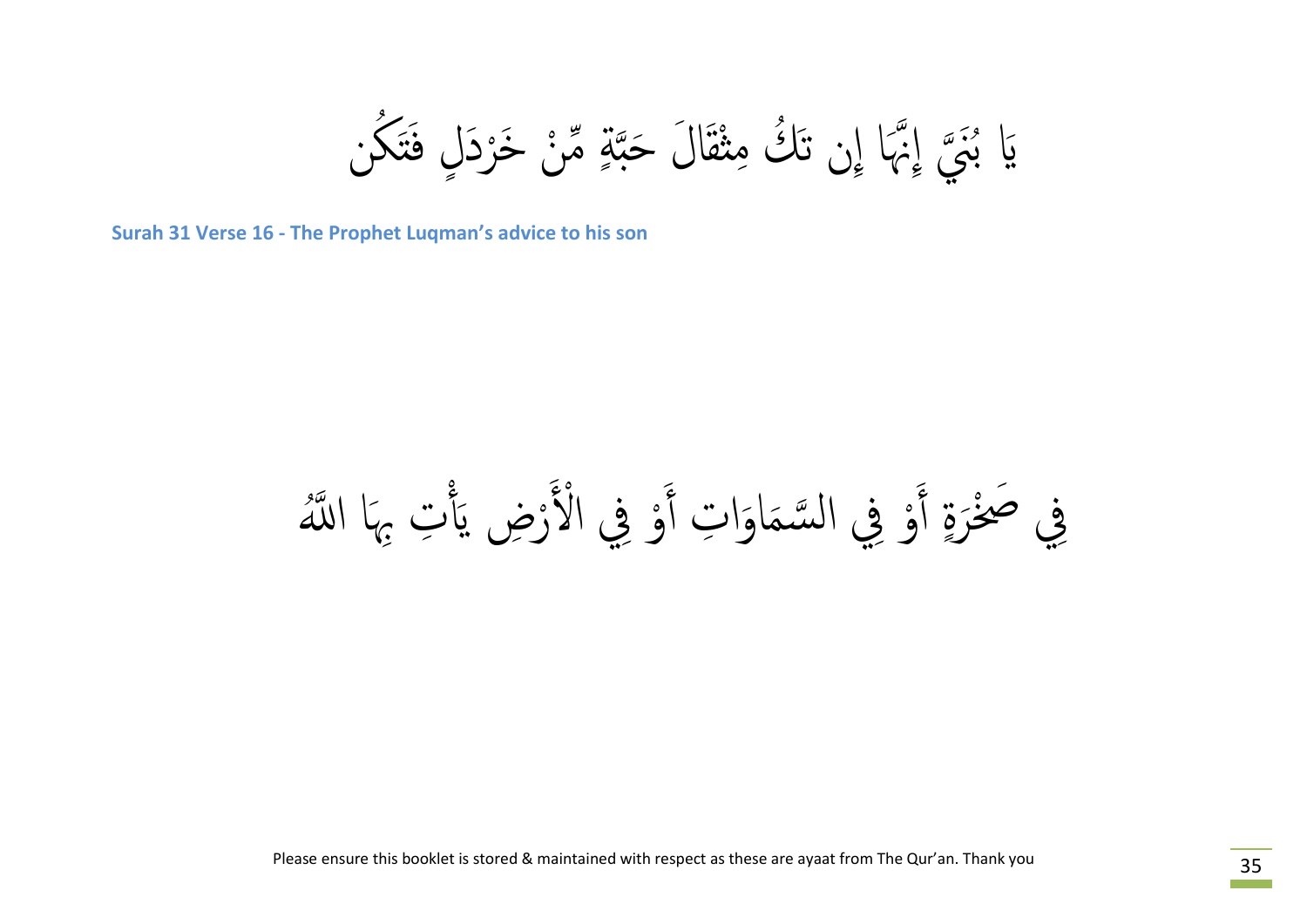يَا بُنَيَّ إِنَّهَا إِن تَكُ مِثْقَالَ حَبَّةٍ مِّنْ خَرْدَلٍ فَتَكُن

**Surah 31 Verse 16 - The Prophet Luqman's advice to his son**

فِي صَخْرَةٍ أَوْ فِي السَّمَاوَاتِ أَوْ فِي الْأَرْضِ يَأْتِ بِهَا اللَّهُ

Please ensure this booklet is stored & maintained with respect as these are ayaat from The Qur'an. Thank you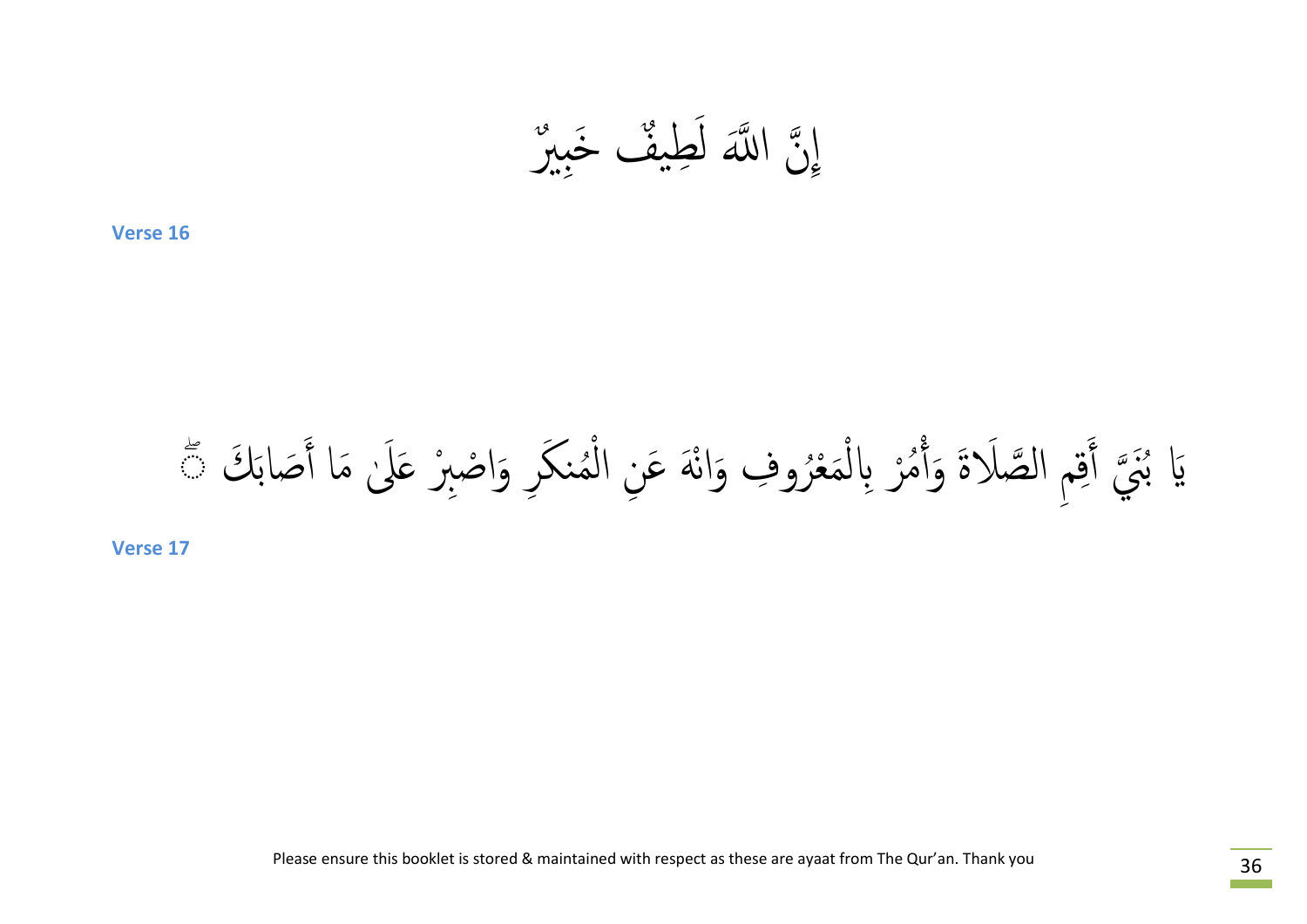إِنَّ اللَّهَ لَطِيفٌ خَبِيرٌ

**Verse 16**

يَا بُنَيَّ أَقِمِ الصَّلَاةَ وَأْمُرْ بِالْمَعْرُوفِ وَانْهَ عَنِ الْمُنكَرِ وَاصْبِرْ عَلَىٰ مَا أَصَابَكَ ۖ

**Verse 17**

Please ensure this booklet is stored & maintained with respect as these are ayaat from The Qur'an. Thank you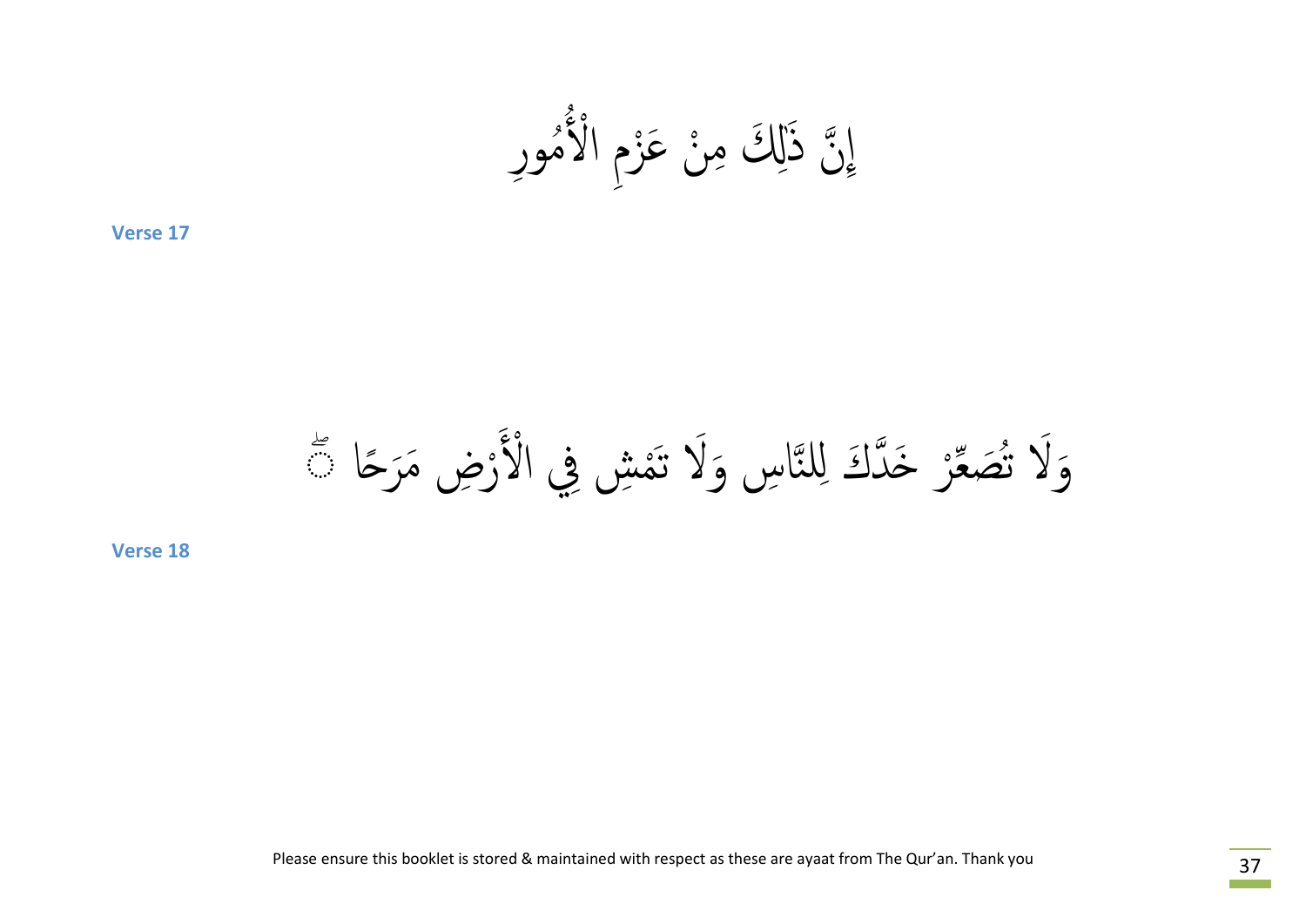إِنَّ ذَٰلِكَ مِنْ عَزْمِ الْأُمُورِ

**Verse 17**

وَلَا تُصَعِّرْ خَدَّكَ لِلنَّاسِ وَلَا تَمْشِ فِي الْأَرْضِ مَرَحًا ۖ

**Verse 18**

Please ensure this booklet is stored & maintained with respect as these are ayaat from The Qur'an. Thank you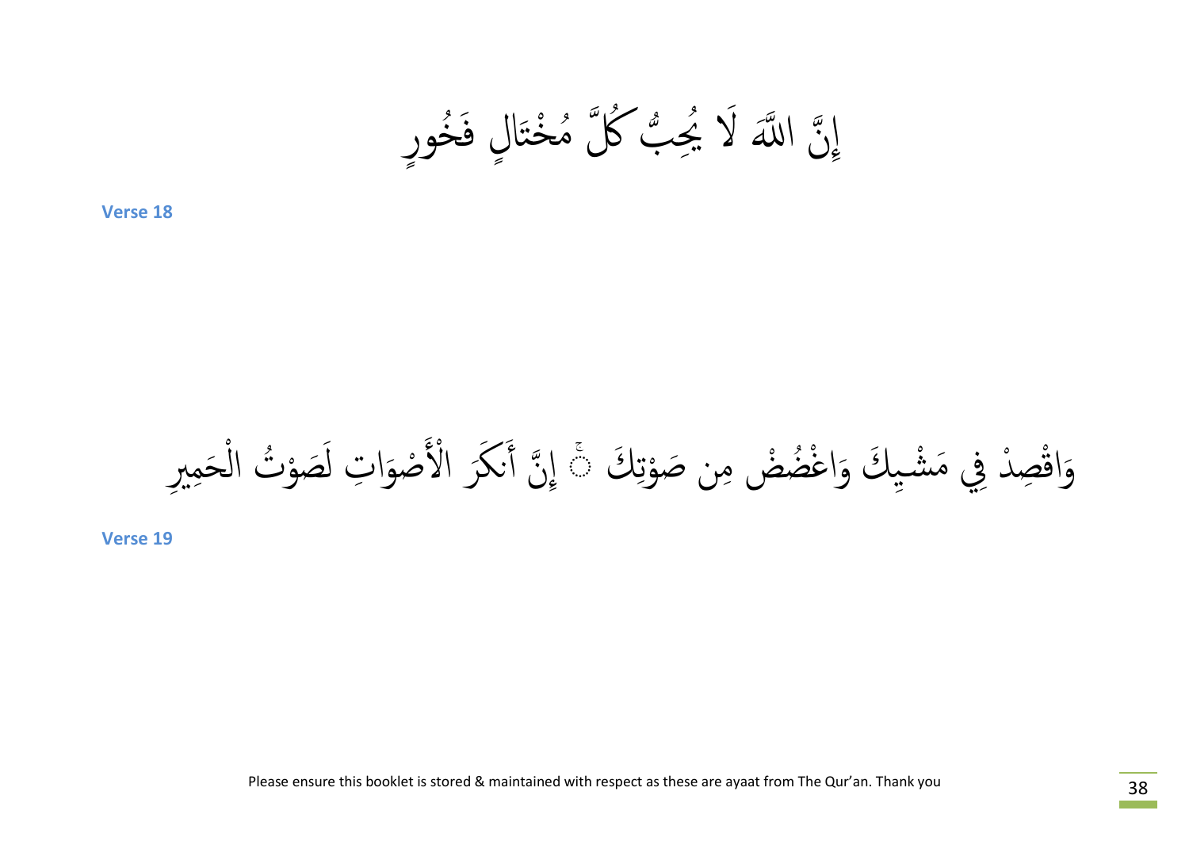إِنَّ اللَّهَ لَا يُحِبُّ كُلَّ مُخْتَالٍ فَخُورٍ

**Verse 18**

وَاقْصِدْ فِي مَشْيِكَ وَاغْضُضْ مِن صَوْتِكَ ۚ إِنَّ أَنكَرَ الْأَصْوَاتِ لَصَوْتُ الْحَمِيرِ

**Verse 19**

Please ensure this booklet is stored & maintained with respect as these are ayaat from The Qur'an. Thank you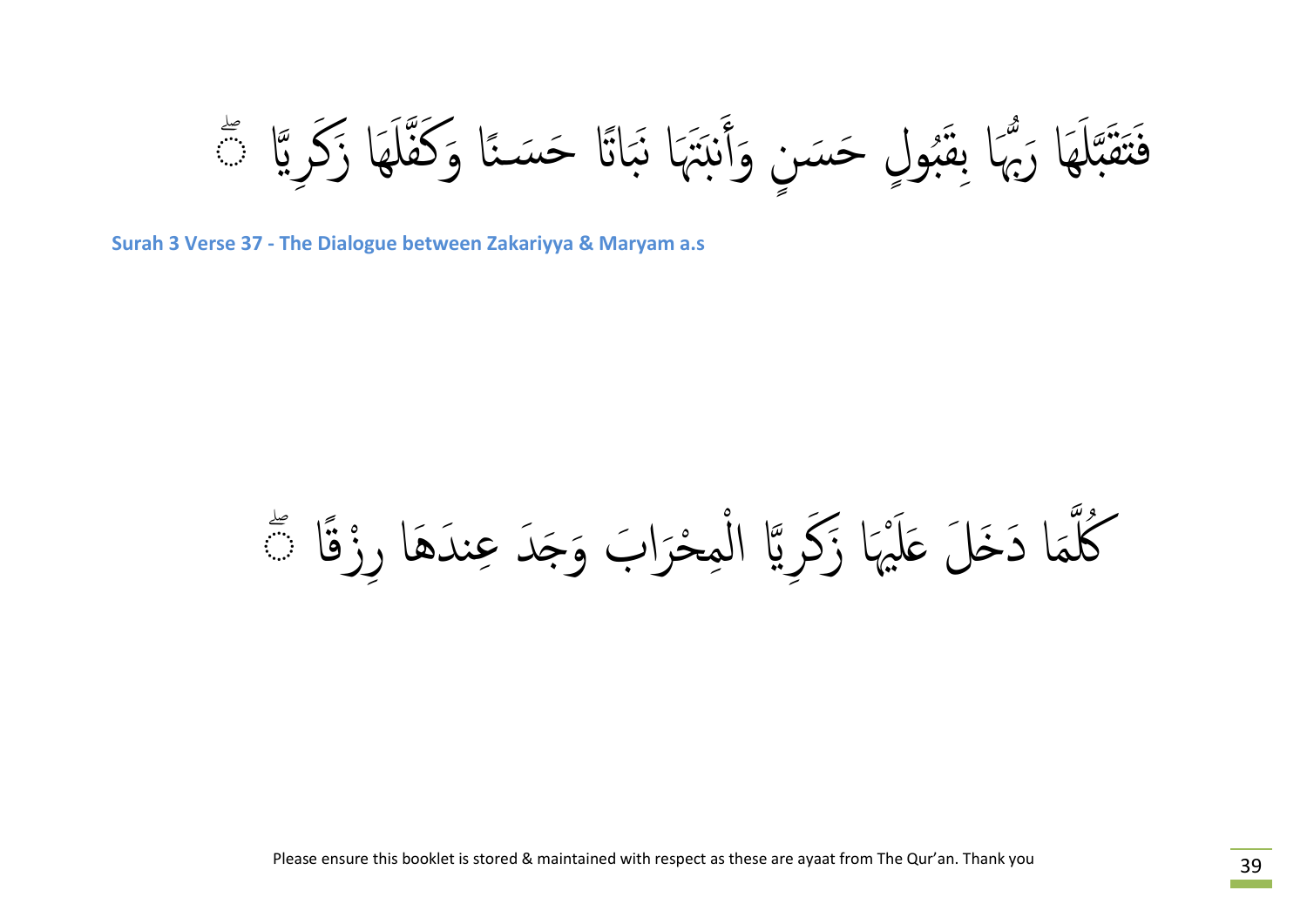فَتَقَبَّلَهَا رَبُّهَا بِقَبُولٍ حَسَنٍ وَأَنبَتَهَا نَبَاتًا حَسَنًا وَكَفَّلَهَا زَكَرِيَّا ۖ

**Surah 3 Verse 37 - The Dialogue between Zakariyya & Maryam a.s**

كُلَّمَا دَخَلَ عَلَيْهَا زَكَرِيَّا الْمِحْرَابَ وَجَدَ عِندَهَا رِزْقًا ۖ

Please ensure this booklet is stored & maintained with respect as these are ayaat from The Qur'an. Thank you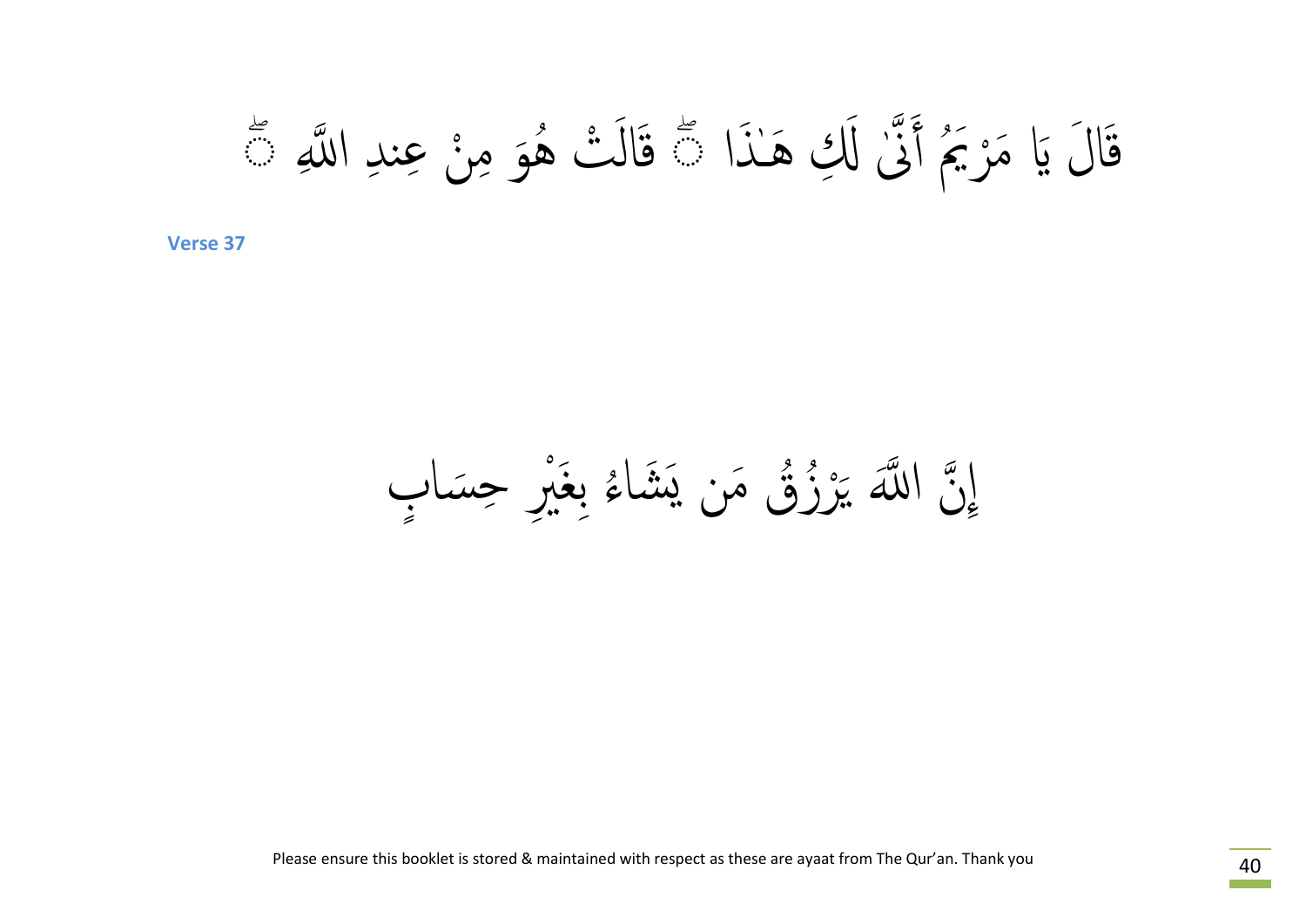قَالَ يَا مَرْيَمُ أَنَّىٰ لَكِ هَـٰذَا ۖ قَالَتْ هُوَ مِنْ عِندِ اللَّهِ ۖ

**Verse 37**

إِنَّ اللَّهَ يَرْزُقُ مَن يَشَاءُ بِغَيْرِ حِسَابٍ

Please ensure this booklet is stored & maintained with respect as these are ayaat from The Qur'an. Thank you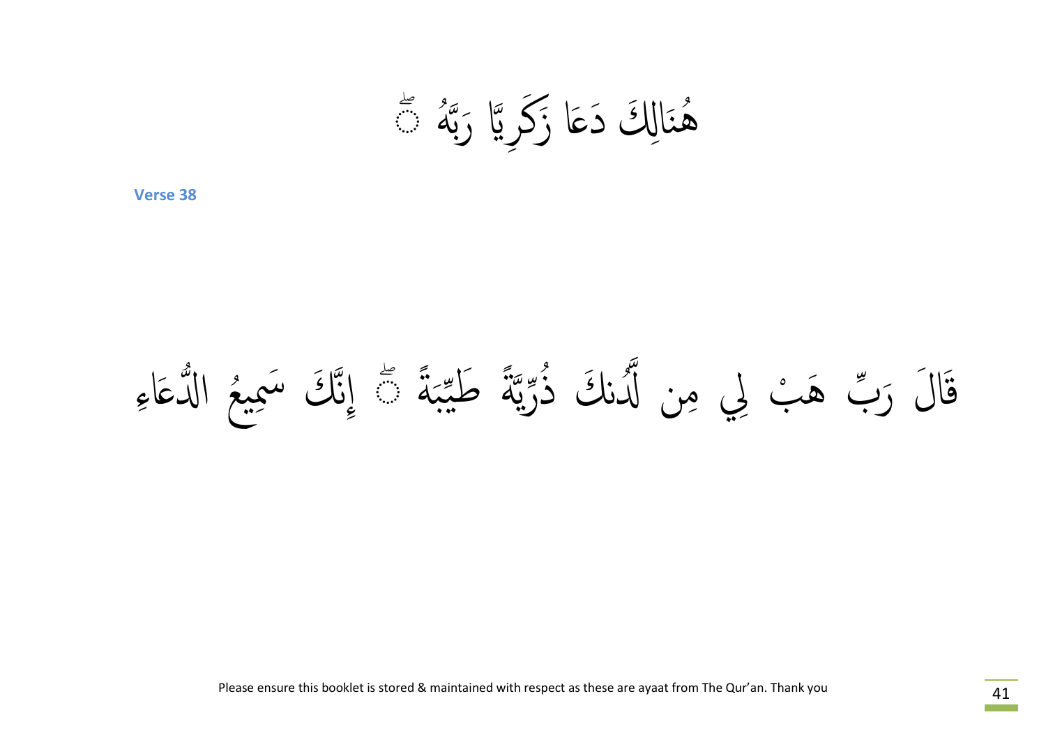هُنَالِكَ دَعَا زَكَرِيَّا رَبَّهُ ۖ

**Verse 38**

قَالَ رَبِّ هَبْ لِي مِن لَّدُنكَ ذُرِّيَّةً طَيِّبَةً ۖ إِنَّكَ سَمِيعُ الدُّعَاءِ

Please ensure this booklet is stored & maintained with respect as these are ayaat from The Qur'an. Thank you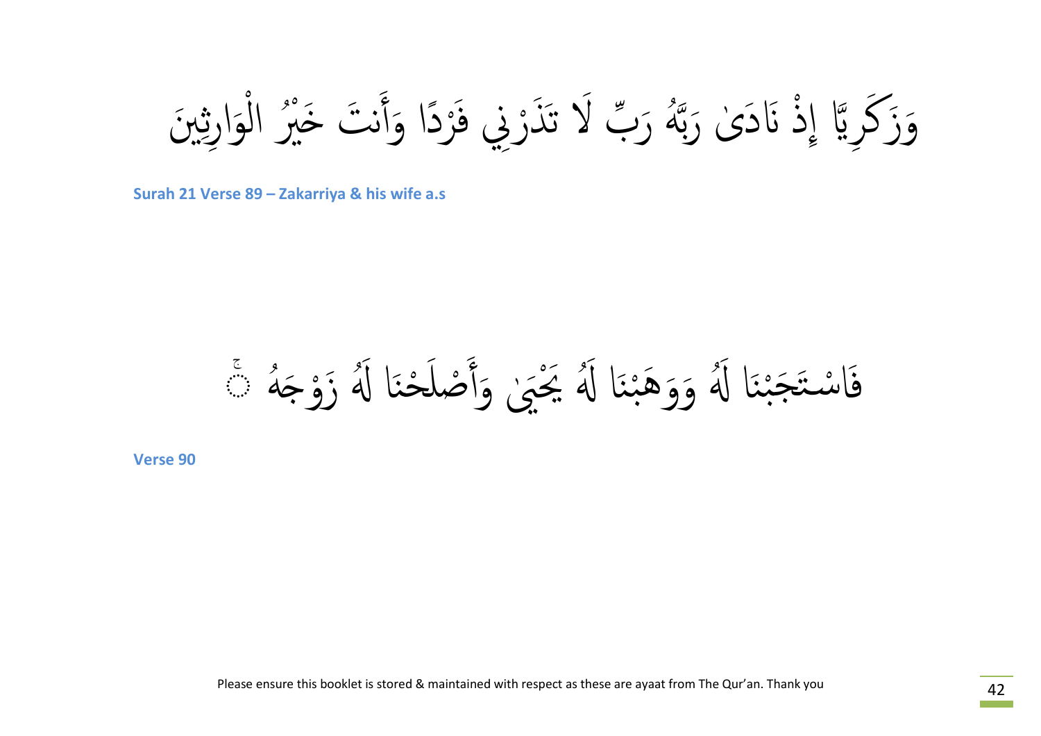وَزَكَرِيَّا إِذْ نَادَىٰ رَبَّهُۥ رَبِّ لَا تَذَرْنِي فَرْدًا وَأَنتَ خَيْرُ الْوَارِثِينَ

**Surah 21 Verse 89 – Zakarriya & his wife a.s**

فَاسْتَجَبْنَا لَهُۥ وَوَهَبْنَا لَهُۥ يَحْيَىٰ وَأَصْلَحْنَا لَهُۥ زَوْجَهُۥٓ ۚ

**Verse 90**

Please ensure this booklet is stored & maintained with respect as these are ayaat from The Qur'an. Thank you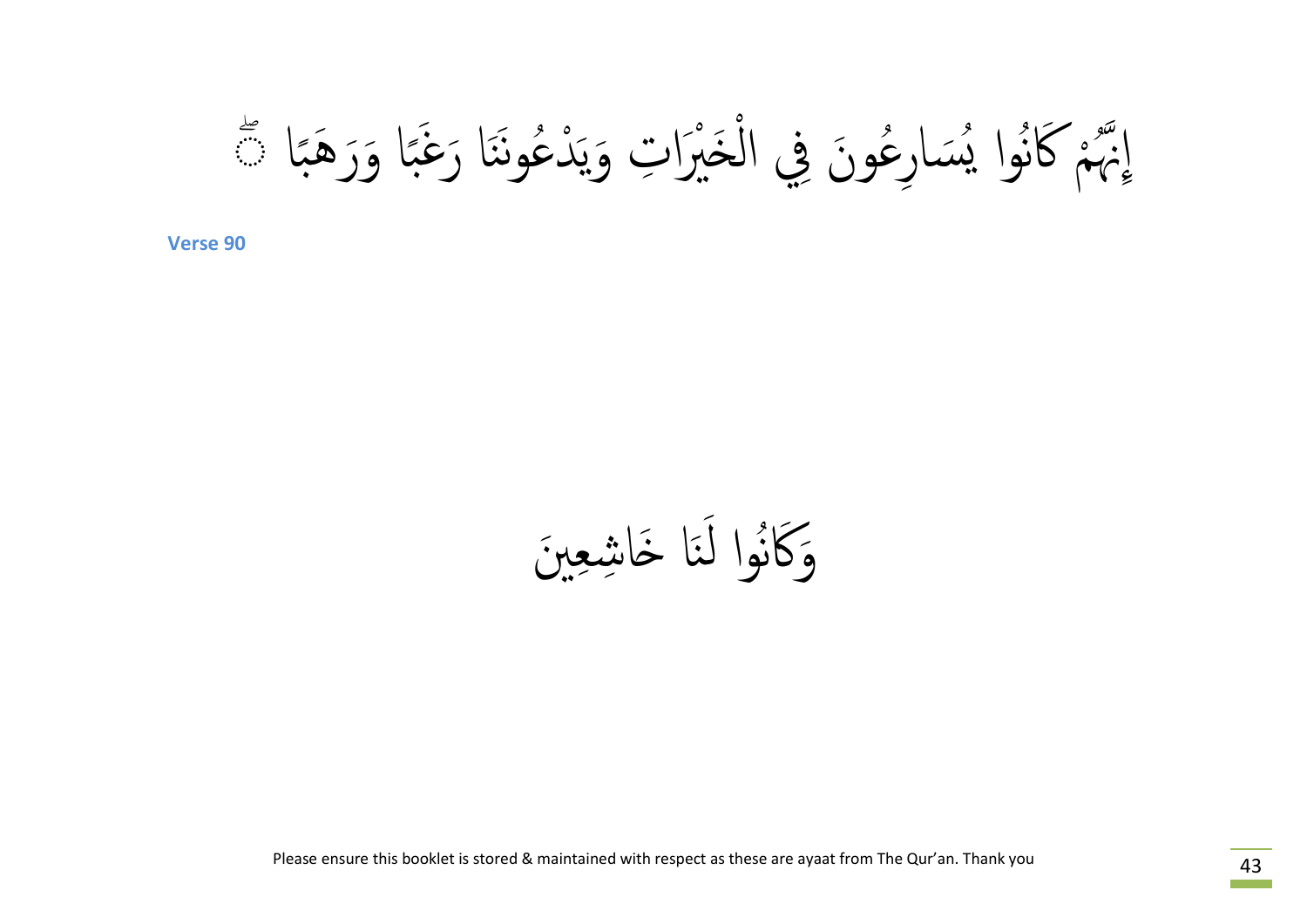إِنَّهُمْ كَانُوا يُسَارِعُونَ فِي الْخَيْرَاتِ وَيَدْعُونَنَا رَغَبًا وَرَهَبًا ۖ

**Verse 90**

وَكَانُوا لَنَا خَاشِعِينَ

Please ensure this booklet is stored & maintained with respect as these are ayaat from The Qur'an. Thank you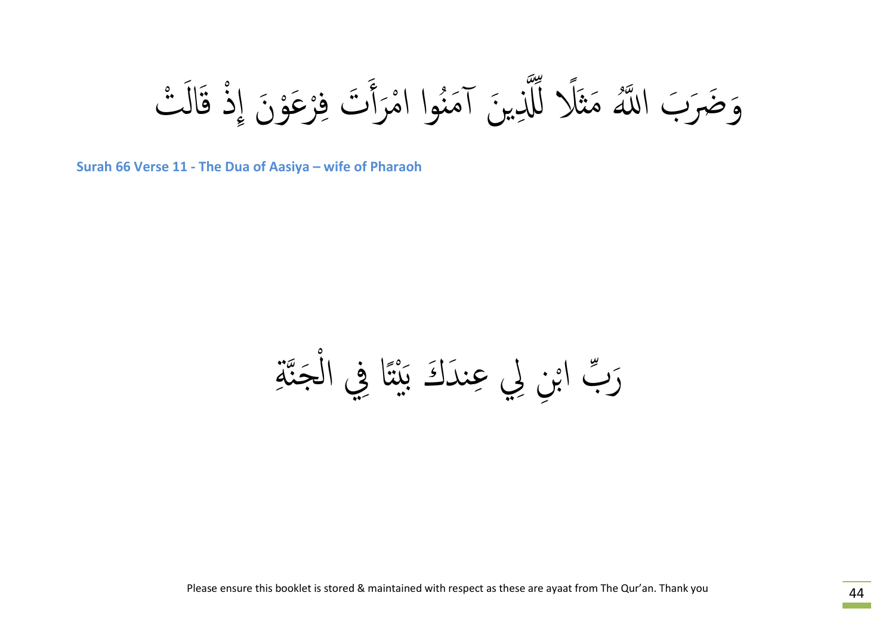وَضَرَبَ اللَّهُ مَثَلًا لِّلَّذِينَ آمَنُوا امْرَأَتَ فِرْعَوْنَ إِذْ قَالَتْ

**Surah 66 Verse 11 - The Dua of Aasiya – wife of Pharaoh**

رَبِّ ابْنِ لِي عِندَكَ بَيْتًا فِي الْجَنَّةِ

Please ensure this booklet is stored & maintained with respect as these are ayaat from The Qur'an. Thank you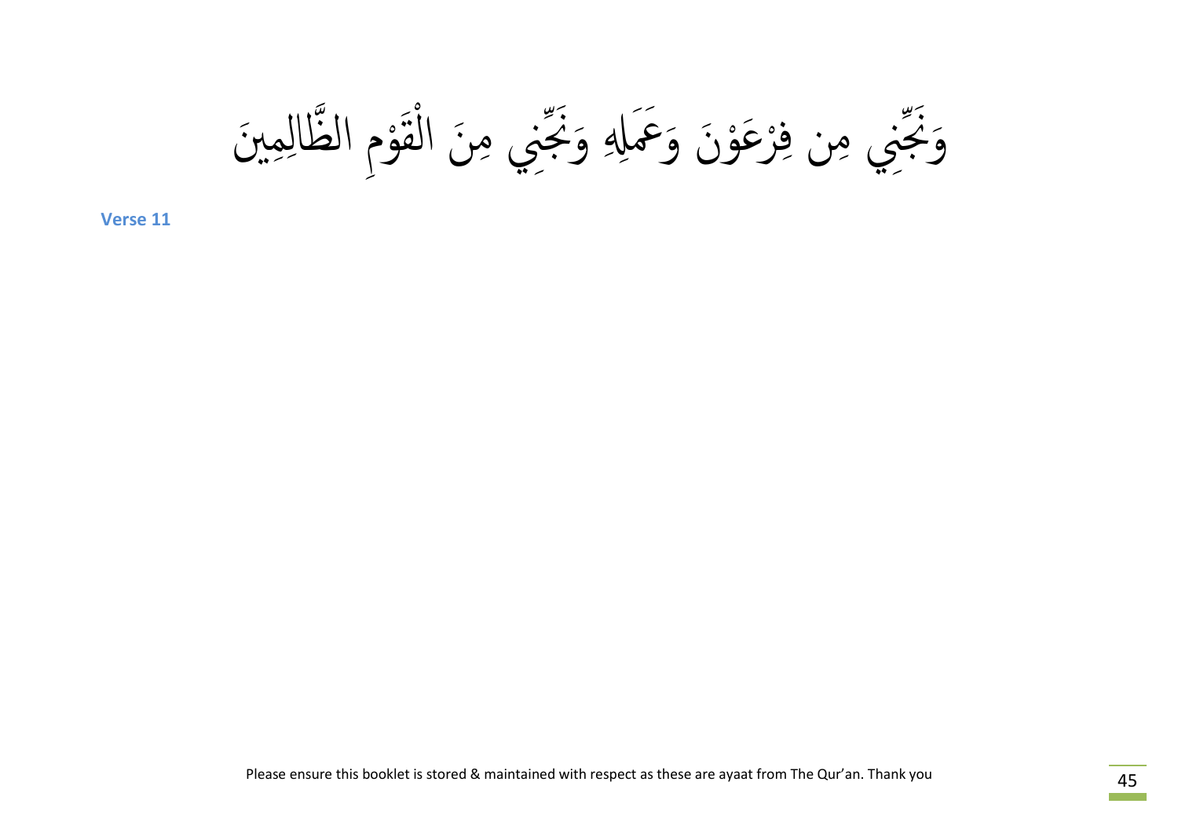وَنَجِّنِي مِن فِرْعَوْنَ وَعَمَلِهِ وَنَجِّنِي مِنَ الْقَوْمِ الظَّالِمِينَ

**Verse 11**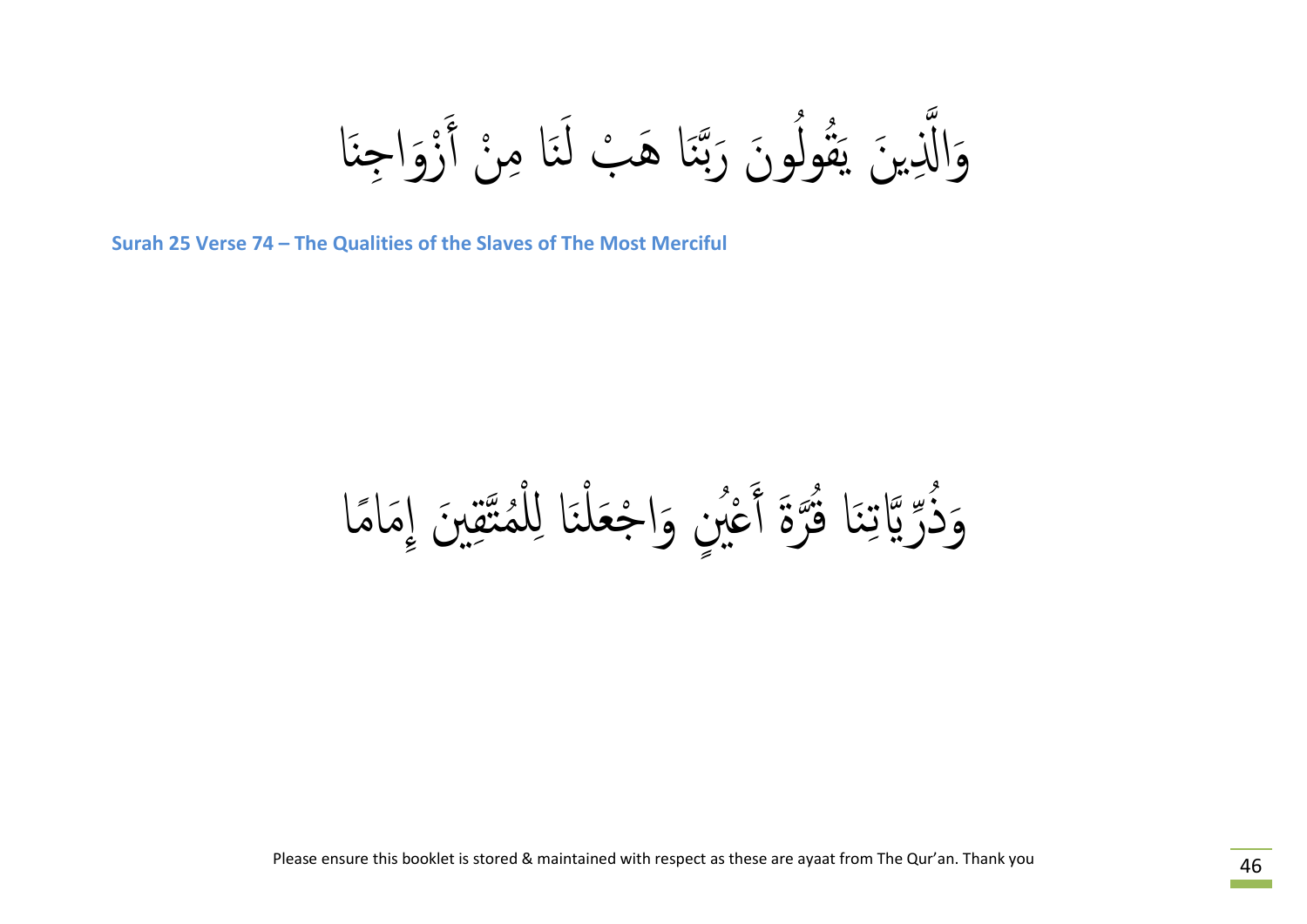وَالَّذِينَ يَقُولُونَ رَبَّنَا هَبْ لَنَا مِنْ أَزْوَاجِنَا

**Surah 25 Verse 74 – The Qualities of the Slaves of The Most Merciful**

وَذُرِّيَّاتِنَا قُرَّةَ أَعْيُنٍ وَاجْعَلْنَا لِلْمُتَّقِينَ إِمَامًا

Please ensure this booklet is stored & maintained with respect as these are ayaat from The Qur'an. Thank you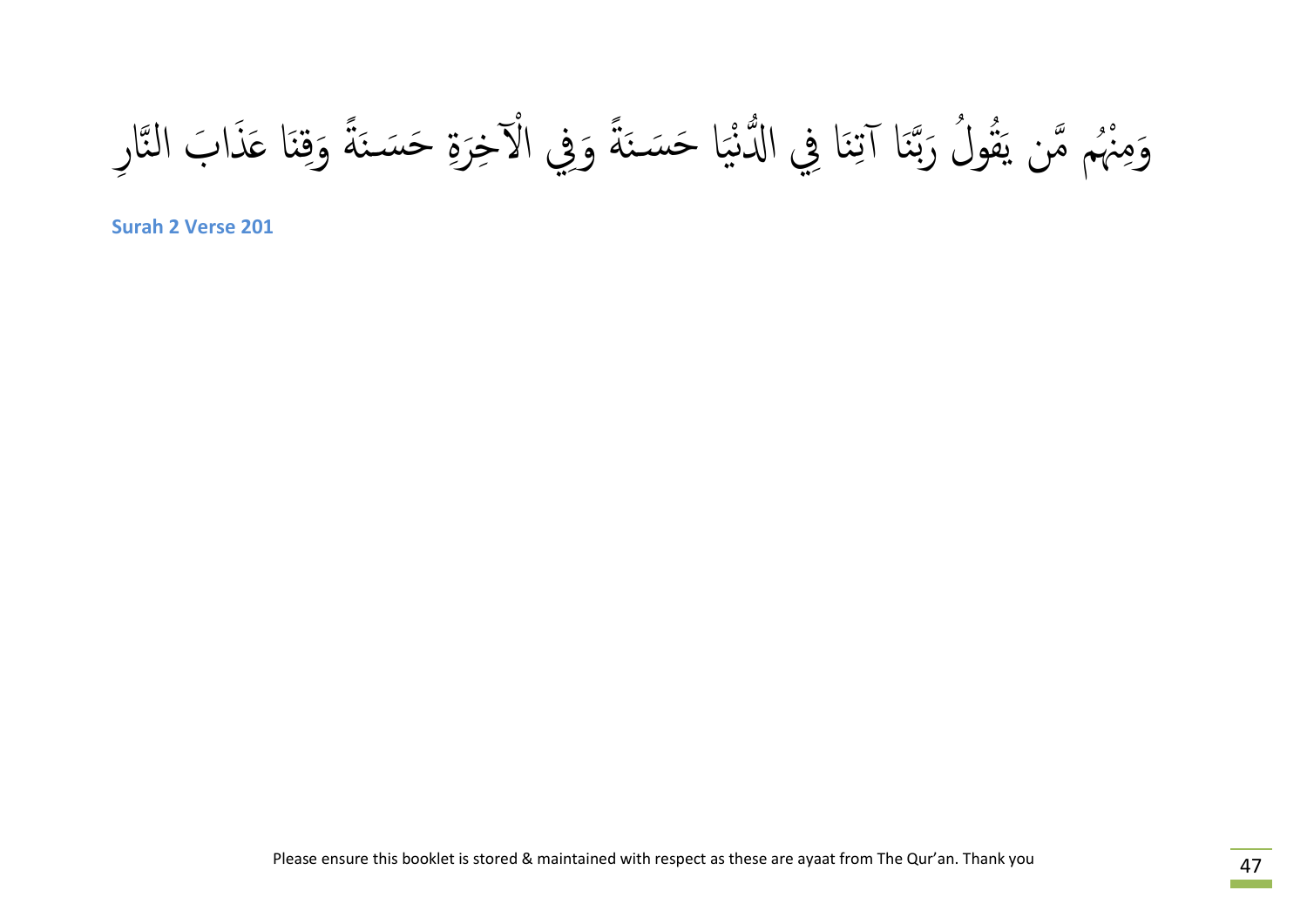وَمِنْهُم مَّن يَقُولُ رَبَّنَا آتِنَا فِي الدُّنْيَا حَسَنَةً وَفِي الْآخِرَةِ حَسَنَةً وَقِنَا عَذَابَ النَّارِ

**Surah 2 Verse 201**

Please ensure this booklet is stored & maintained with respect as these are ayaat from The Qur'an. Thank you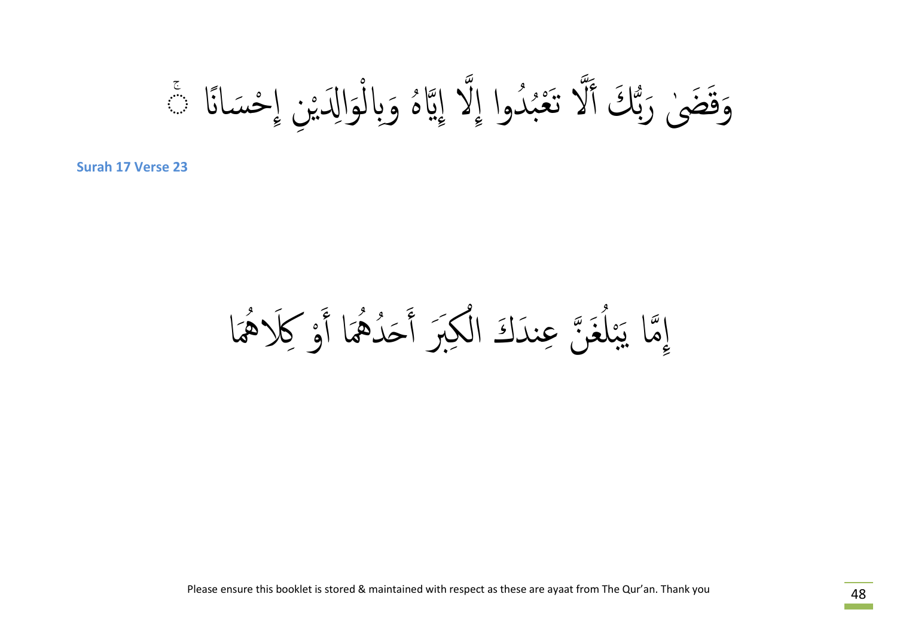وَقَضَىٰ رَبُّكَ أَلَّا تَعْبُدُوا إِلَّا إِيَّاهُ وَبِالْوَالِدَيْنِ إِحْسَانًا ۚ

**Surah 17 Verse 23**

إِمَّا يَبْلُغَنَّ عِندَكَ الْكِبَرَ أَحَدُهُمَا أَوْ كِلَاهُمَا

Please ensure this booklet is stored & maintained with respect as these are ayaat from The Qur'an. Thank you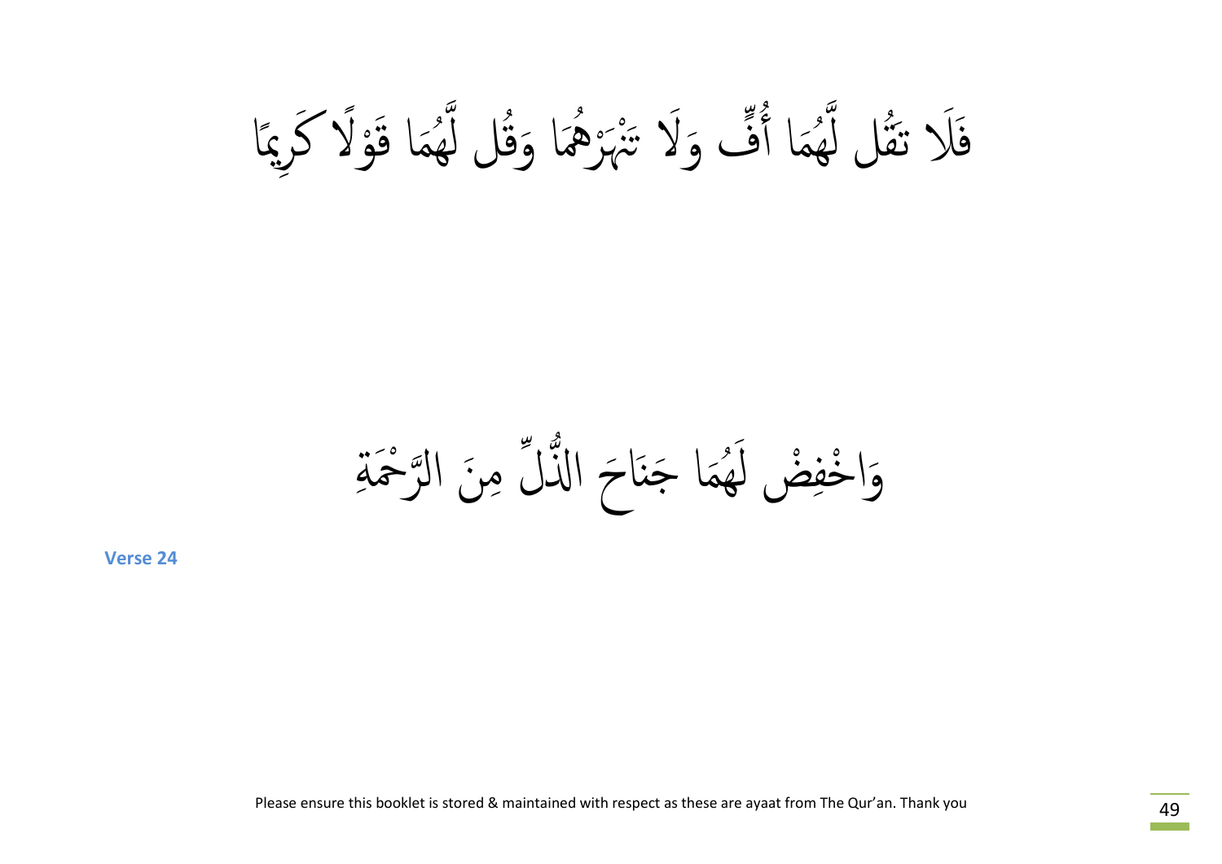فَلَا تَقُل لَّهُمَا أُفٍّ وَلَا تَنْهَرْهُمَا وَقُل لَّهُمَا قَوْلًا كَرِيمًا

وَاخْفِضْ لَهُمَا جَنَاحَ الذُّلِّ مِنَ الرَّحْمَةِ

**Verse 24**

Please ensure this booklet is stored & maintained with respect as these are ayaat from The Qur'an. Thank you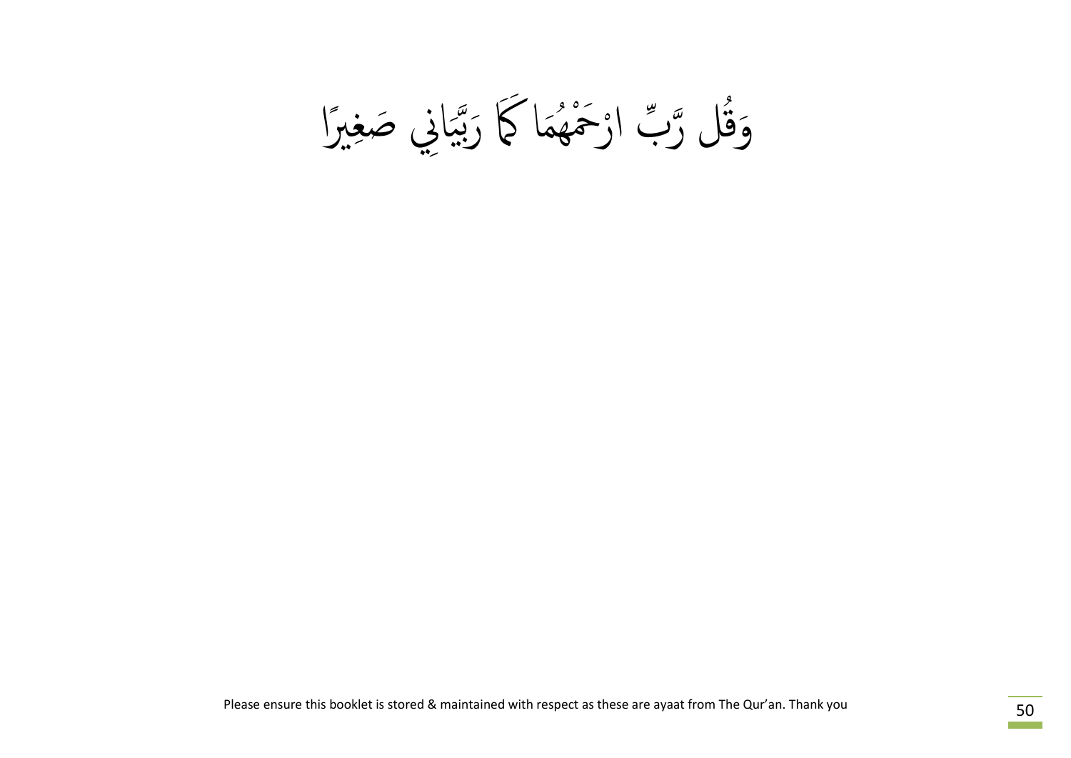وَقُل رَّبِّ ارْحَمْهُمَا كَمَا رَبَّيَانِي صَغِيرًا

Please ensure this booklet is stored & maintained with respect as these are ayaat from The Qur'an. Thank you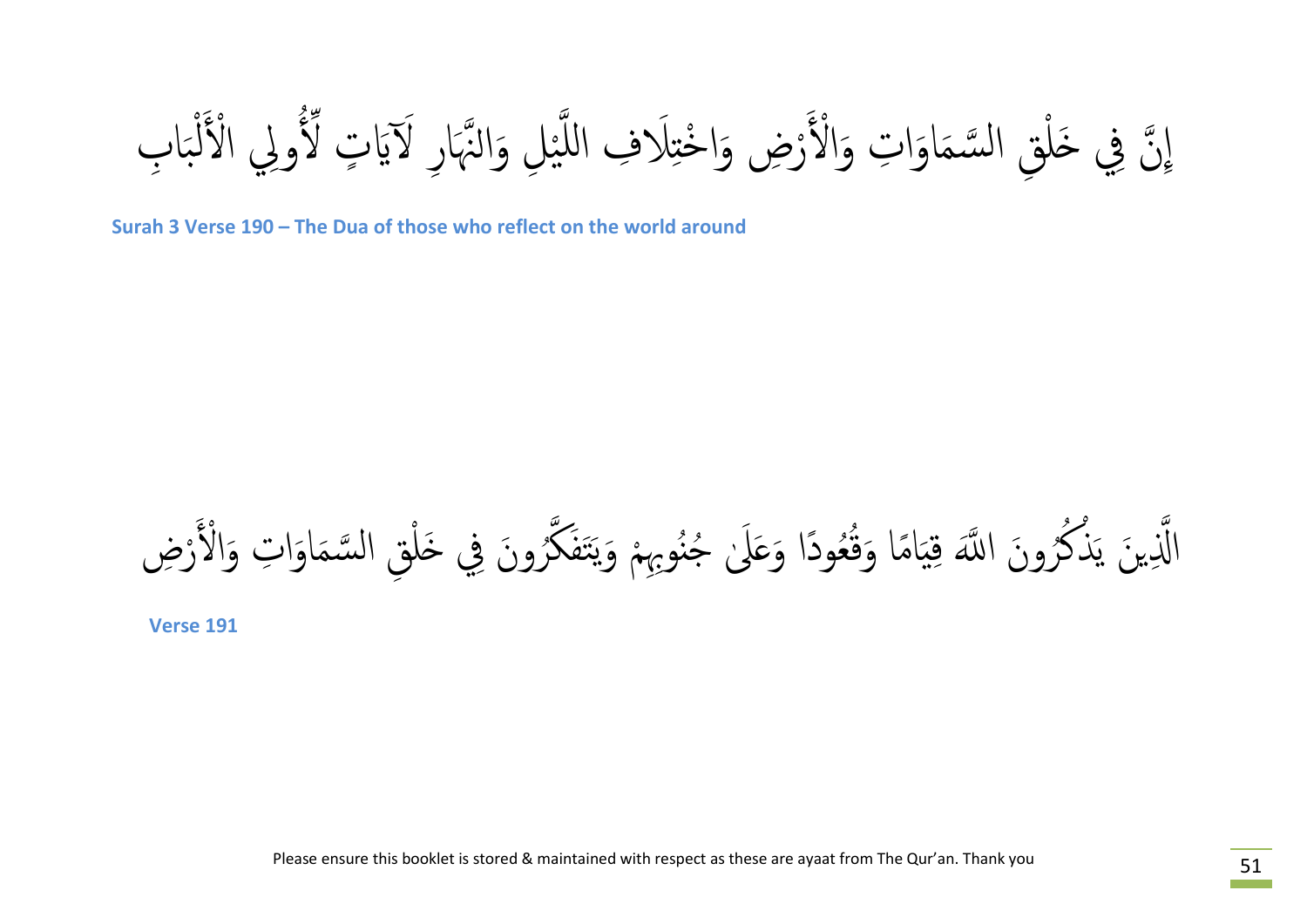إِنَّ فِي خَلْقِ السَّمَاوَاتِ وَالْأَرْضِ وَاخْتِلَافِ اللَّيْلِ وَالنَّهَارِ لَآيَاتٍ لِّأُولِي الْأَلْبَابِ

**Surah 3 Verse 190 – The Dua of those who reflect on the world around**

الَّذِينَ يَذْكُرُونَ اللَّهَ قِيَامًا وَقُعُودًا وَعَلَىٰ جُنُوبِهِمْ وَيَتَفَكَّرُونَ فِي خَلْقِ السَّمَاوَاتِ وَالْأَرْضِ

**Verse 191**

Please ensure this booklet is stored & maintained with respect as these are ayaat from The Qur'an. Thank you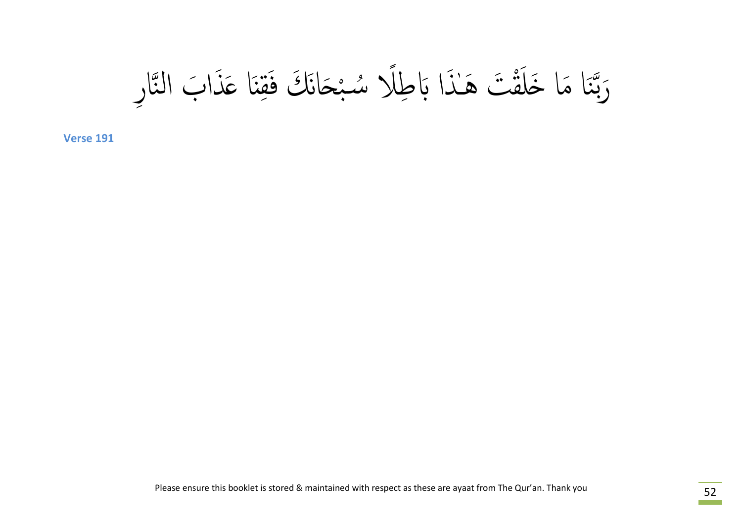رَبَّنَا مَا خَلَقْتَ هَـٰذَا بَاطِلًا سُبْحَانَكَ فَقِنَا عَذَابَ النَّارِ

**Verse 191**

Please ensure this booklet is stored & maintained with respect as these are ayaat from The Qur'an. Thank you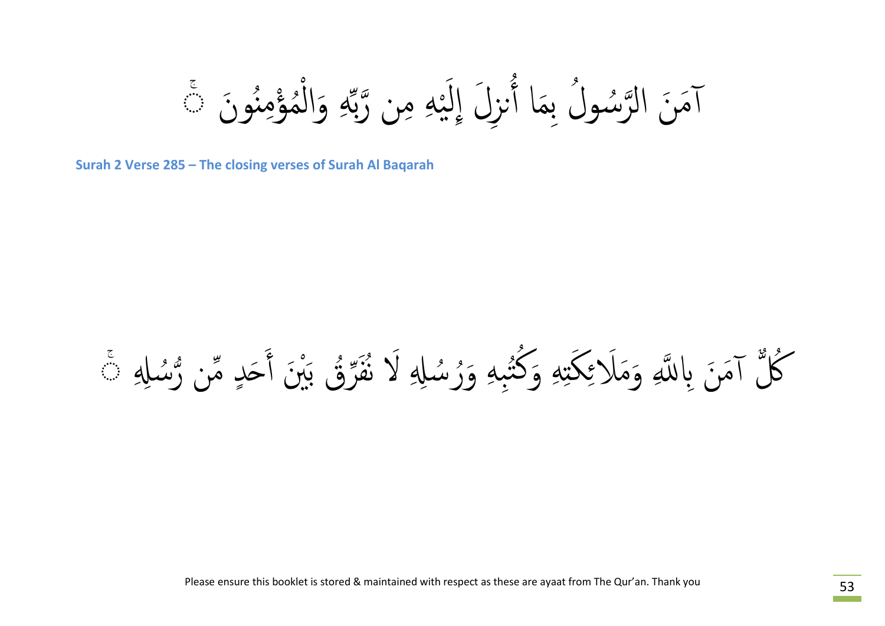آمَنَ الرَّسُولُ بِمَا أُنزِلَ إِلَيْهِ مِن رَّبِّهِ وَالْمُؤْمِنُونَ ۚ

**Surah 2 Verse 285 – The closing verses of Surah Al Baqarah**

كُلٌّ آمَنَ بِاللَّهِ وَمَلَائِكَتِهِ وَكُتُبِهِ وَرُسُلِهِ لَا نُفَرِّقُ بَيْنَ أَحَدٍ مِّن رُّسُلِهِ ۚ

Please ensure this booklet is stored & maintained with respect as these are ayaat from The Qur'an. Thank you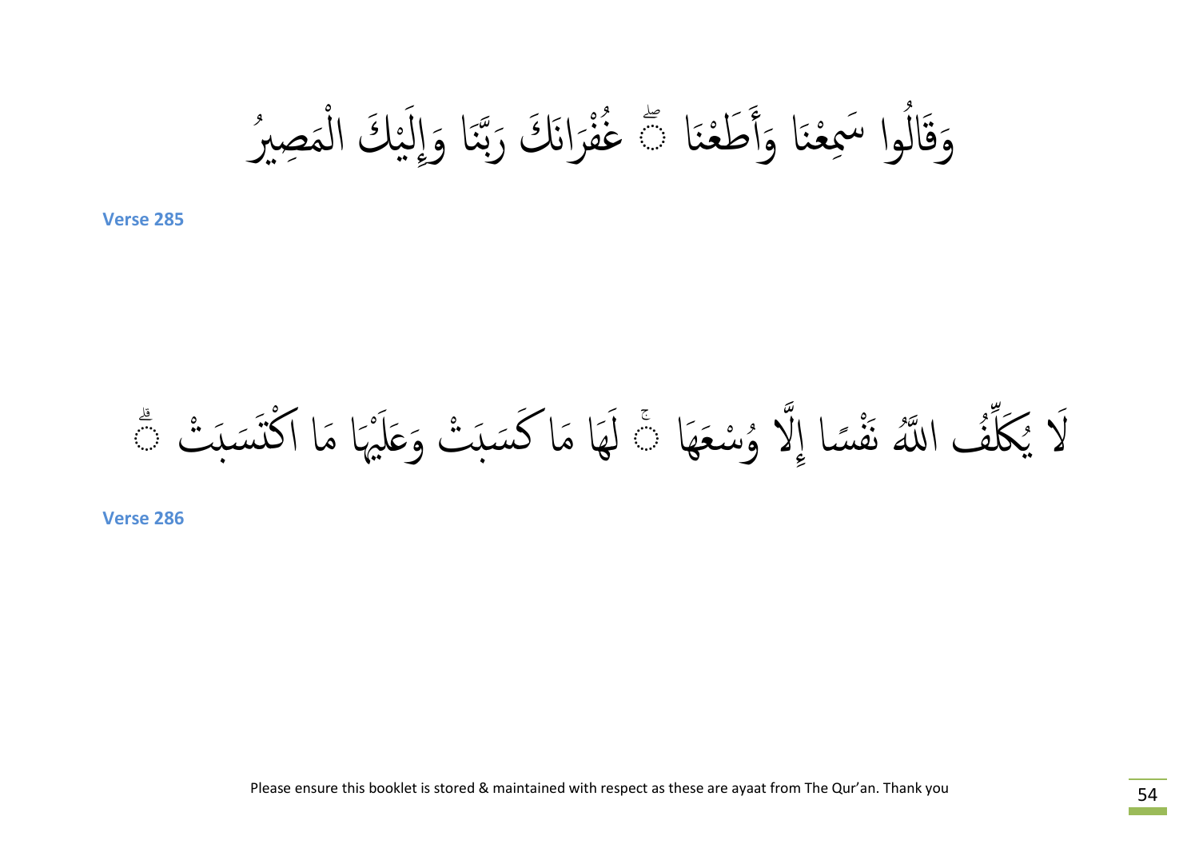وَقَالُوا سَمِعْنَا وَأَطَعْنَا ۖ غُفْرَانَكَ رَبَّنَا وَإِلَيْكَ الْمَصِيرُ

**Verse 285**

لَا يُكَلِّفُ اللَّهُ نَفْسًا إِلَّا وُسْعَهَا ۚ لَهَا مَا كَسَبَتْ وَعَلَيْهَا مَا اكْتَسَبَتْ ۗ

**Verse 286**

Please ensure this booklet is stored & maintained with respect as these are ayaat from The Qur'an. Thank you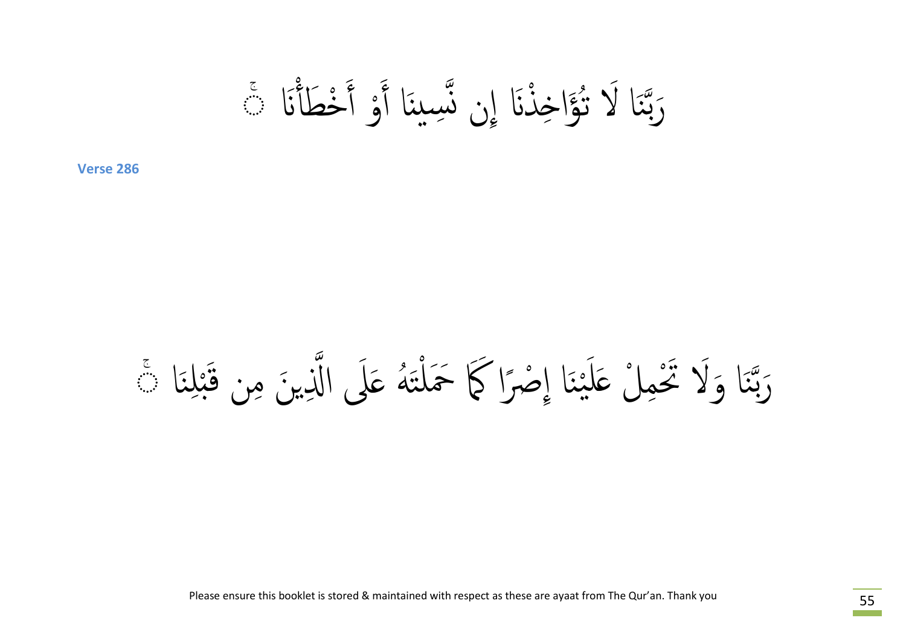رَبَّنَا لَا تُؤَاخِذْنَا إِن نَّسِينَا أَوْ أَخْطَأْنَا ۚ

**Verse 286**

رَبَّنَا وَلَا تَحْمِلْ عَلَيْنَا إِصْرًا كَمَا حَمَلْتَهُ عَلَى الَّذِينَ مِن قَبْلِنَا ۚ

Please ensure this booklet is stored & maintained with respect as these are ayaat from The Qur'an. Thank you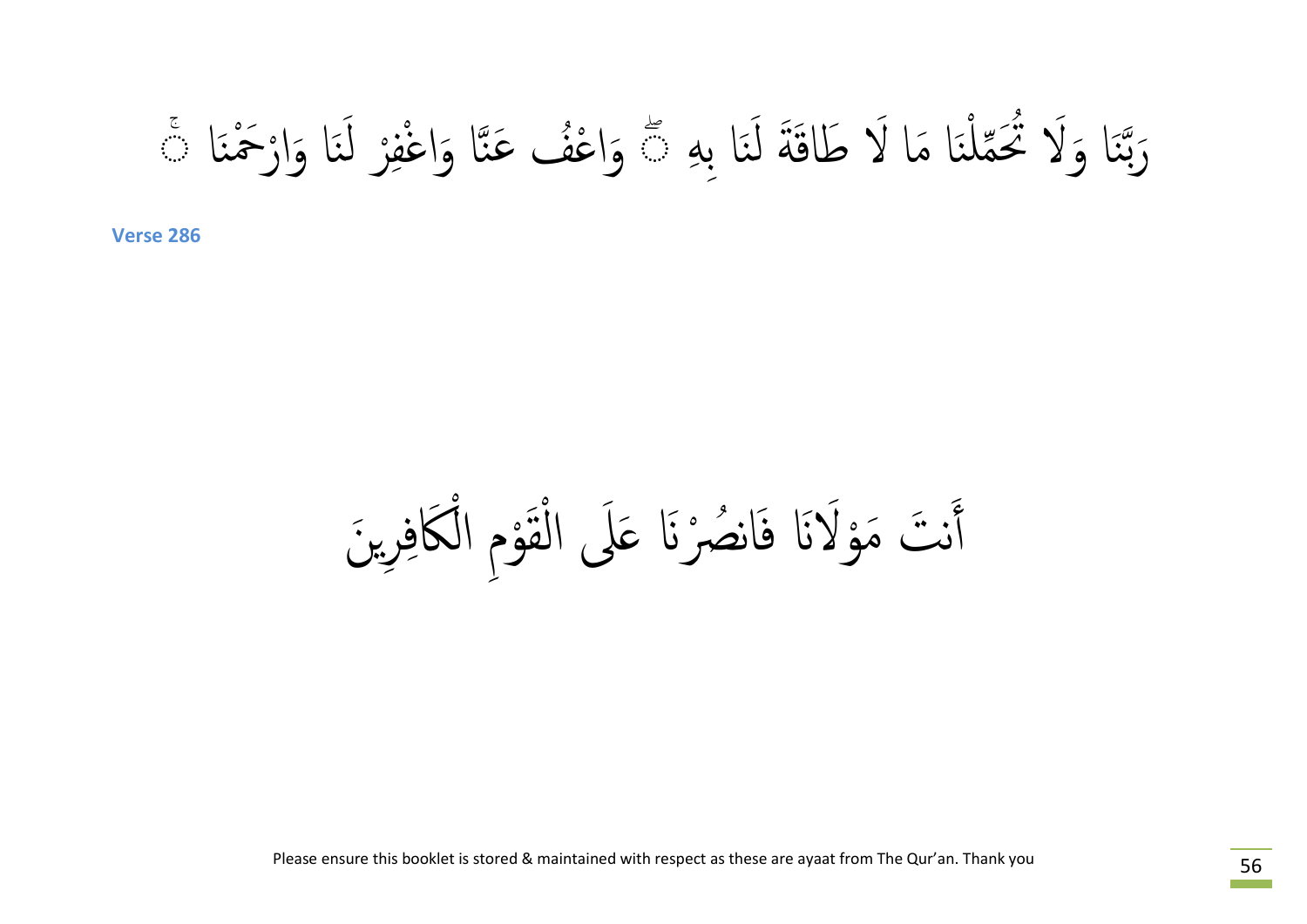رَبَّنَا وَلَا تُحَمِّلْنَا مَا لَا طَاقَةَ لَنَا بِهِ ۖ وَاعْفُ عَنَّا وَاغْفِرْ لَنَا وَارْحَمْنَا ۚ

**Verse 286**

أَنتَ مَوْلَانَا فَانصُرْنَا عَلَى الْقَوْمِ الْكَافِرِينَ

Please ensure this booklet is stored & maintained with respect as these are ayaat from The Qur'an. Thank you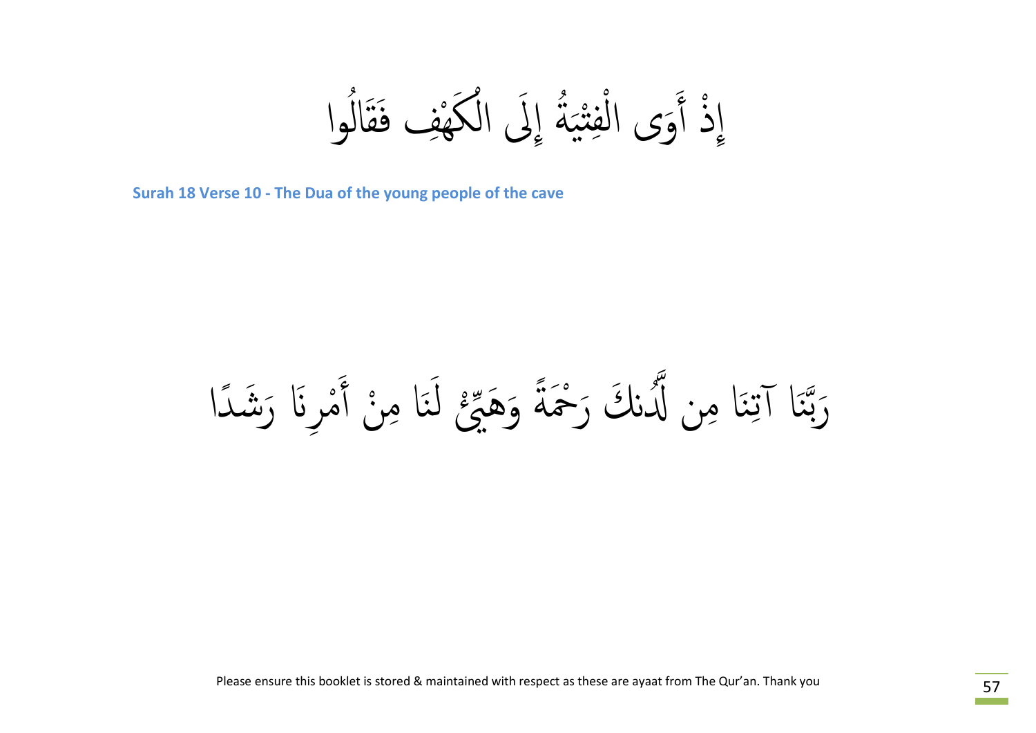إِذْ أَوَى الْفِتْيَةُ إِلَى الْكَهْفِ فَقَالُوا

**Surah 18 Verse 10 - The Dua of the young people of the cave**

رَبَّنَا آتِنَا مِن لَّدُنكَ رَحْمَةً وَهَيِّئْ لَنَا مِنْ أَمْرِنَا رَشَدًا

Please ensure this booklet is stored & maintained with respect as these are ayaat from The Qur'an. Thank you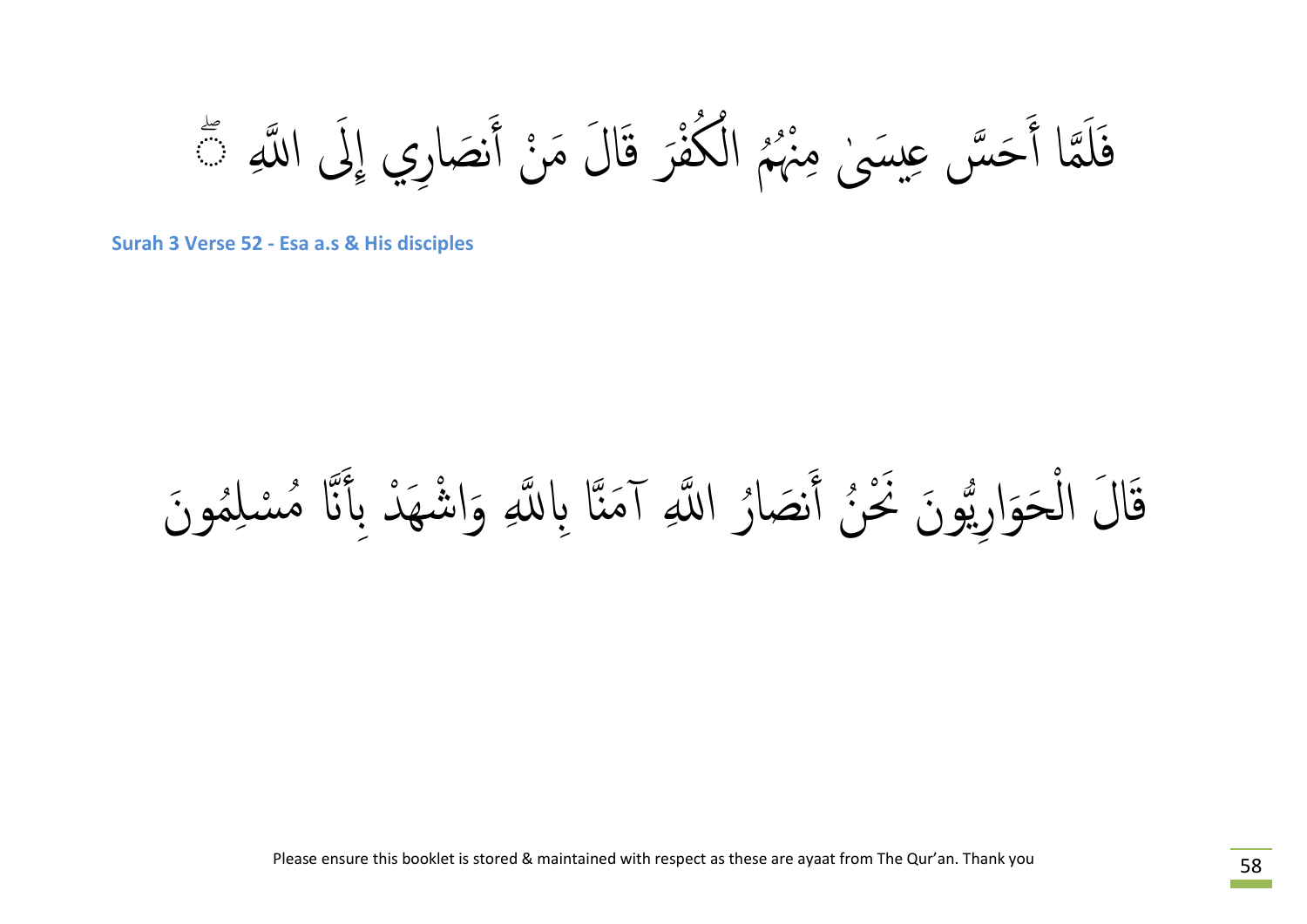فَلَمَّا أَحَسَّ عِيسَىٰ مِنْهُمُ الْكُفْرَ قَالَ مَنْ أَنصَارِي إِلَى اللَّهِ ۖ

**Surah 3 Verse 52 - Esa a.s & His disciples**

قَالَ الْحَوَارِيُّونَ نَحْنُ أَنصَارُ اللَّهِ آمَنَّا بِاللَّهِ وَاشْهَدْ بِأَنَّا مُسْلِمُونَ

Please ensure this booklet is stored & maintained with respect as these are ayaat from The Qur'an. Thank you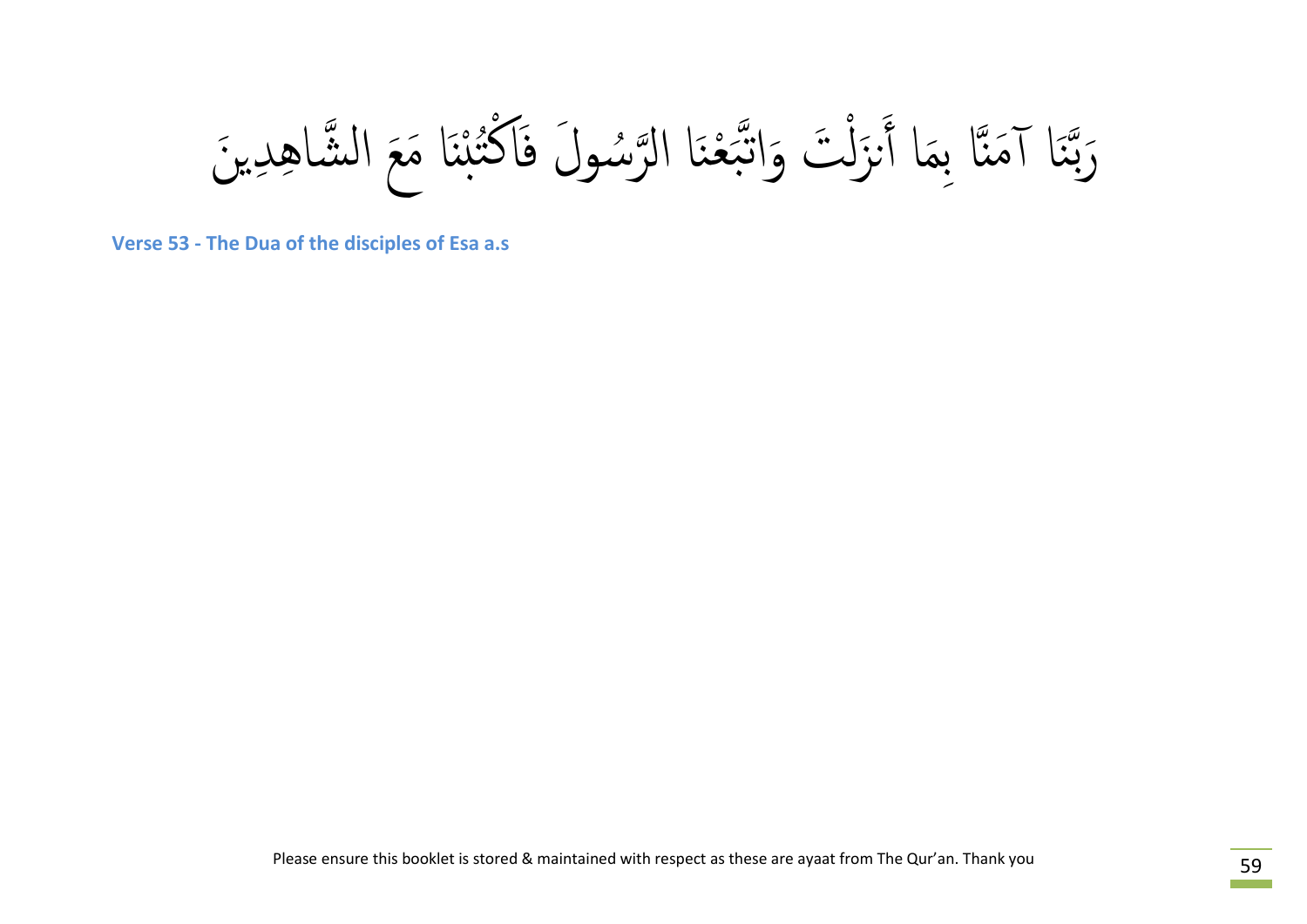رَبَّنَا آمَنَّا بِمَا أَنزَلْتَ وَاتَّبَعْنَا الرَّسُولَ فَاكْتُبْنَا مَعَ الشَّاهِدِينَ

**Verse 53 - The Dua of the disciples of Esa a.s**

Please ensure this booklet is stored & maintained with respect as these are ayaat from The Qur'an. Thank you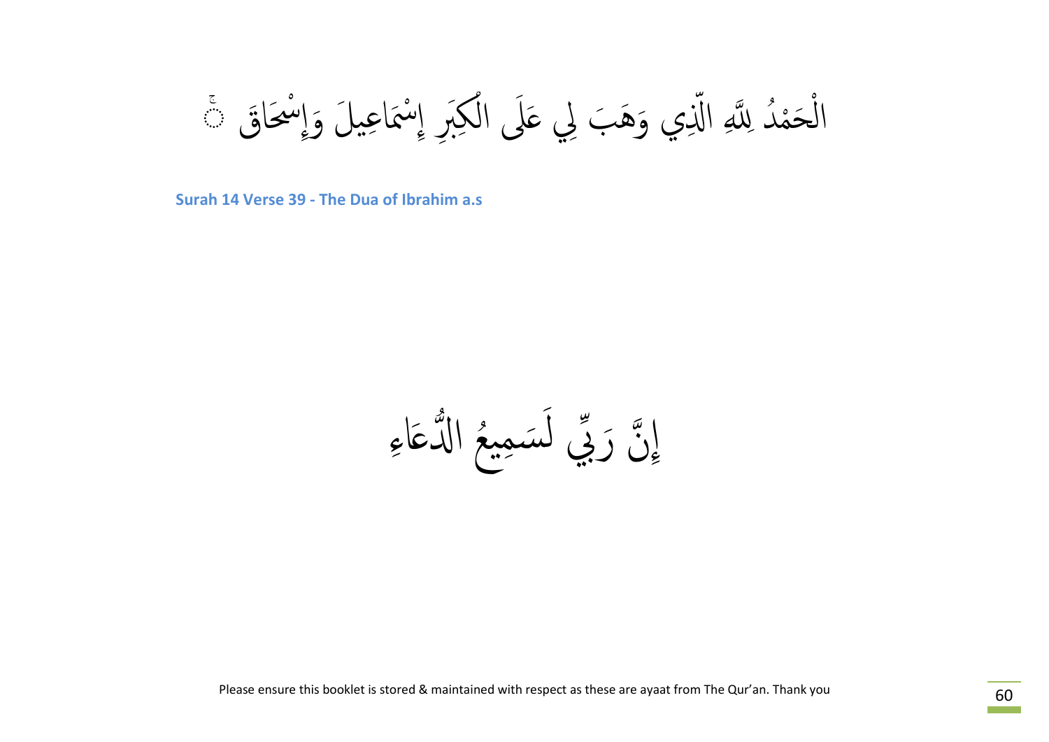الْحَمْدُ لِلَّهِ الَّذِي وَهَبَ لِي عَلَى الْكِبَرِ إِسْمَاعِيلَ وَإِسْحَاقَ ۚ

**Surah 14 Verse 39 - The Dua of Ibrahim a.s**

إِنَّ رَبِّي لَسَمِيعُ الدُّعَاءِ

Please ensure this booklet is stored & maintained with respect as these are ayaat from The Qur'an. Thank you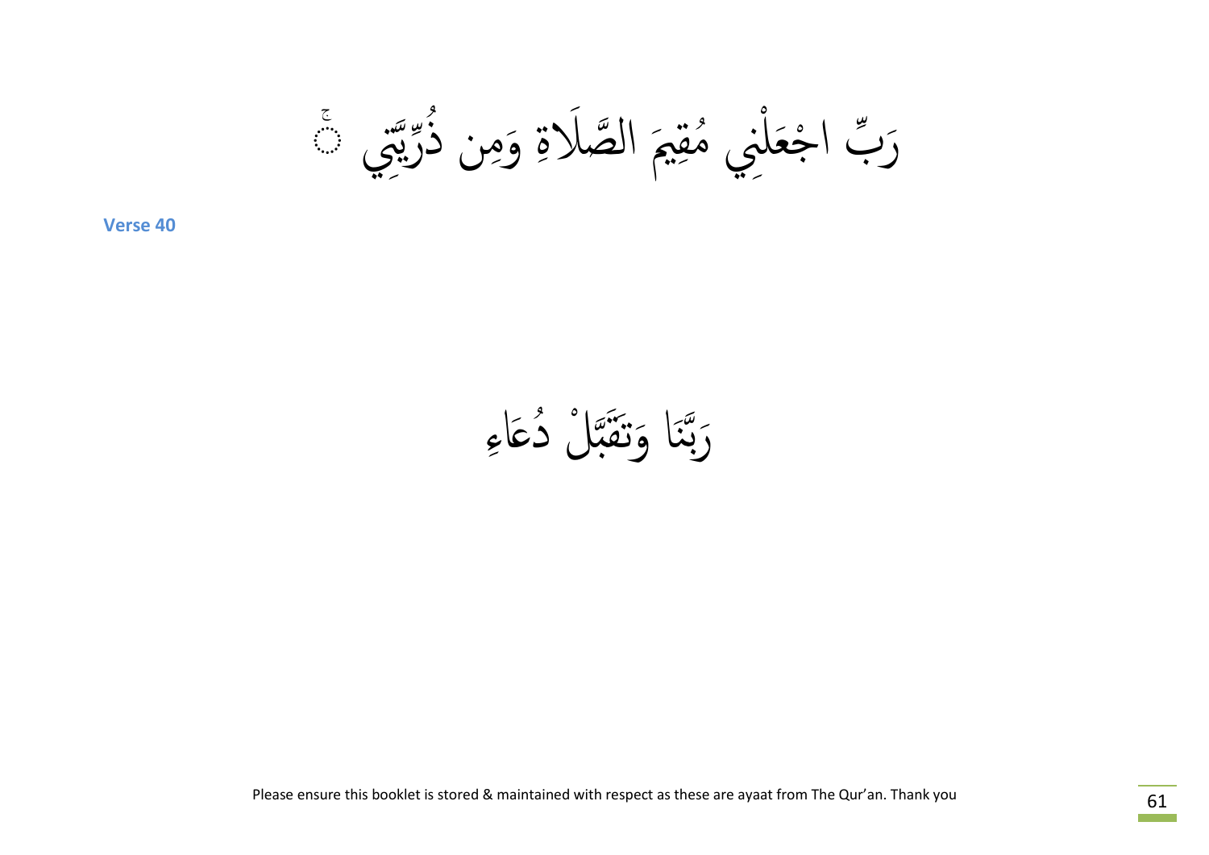رَبِّ اجْعَلْنِي مُقِيمَ الصَّلَاةِ وَمِن ذُرِّيَّتِي ۚ

**Verse 40**

رَبَّنَا وَتَقَبَّلْ دُعَاءِ

Please ensure this booklet is stored & maintained with respect as these are ayaat from The Qur'an. Thank you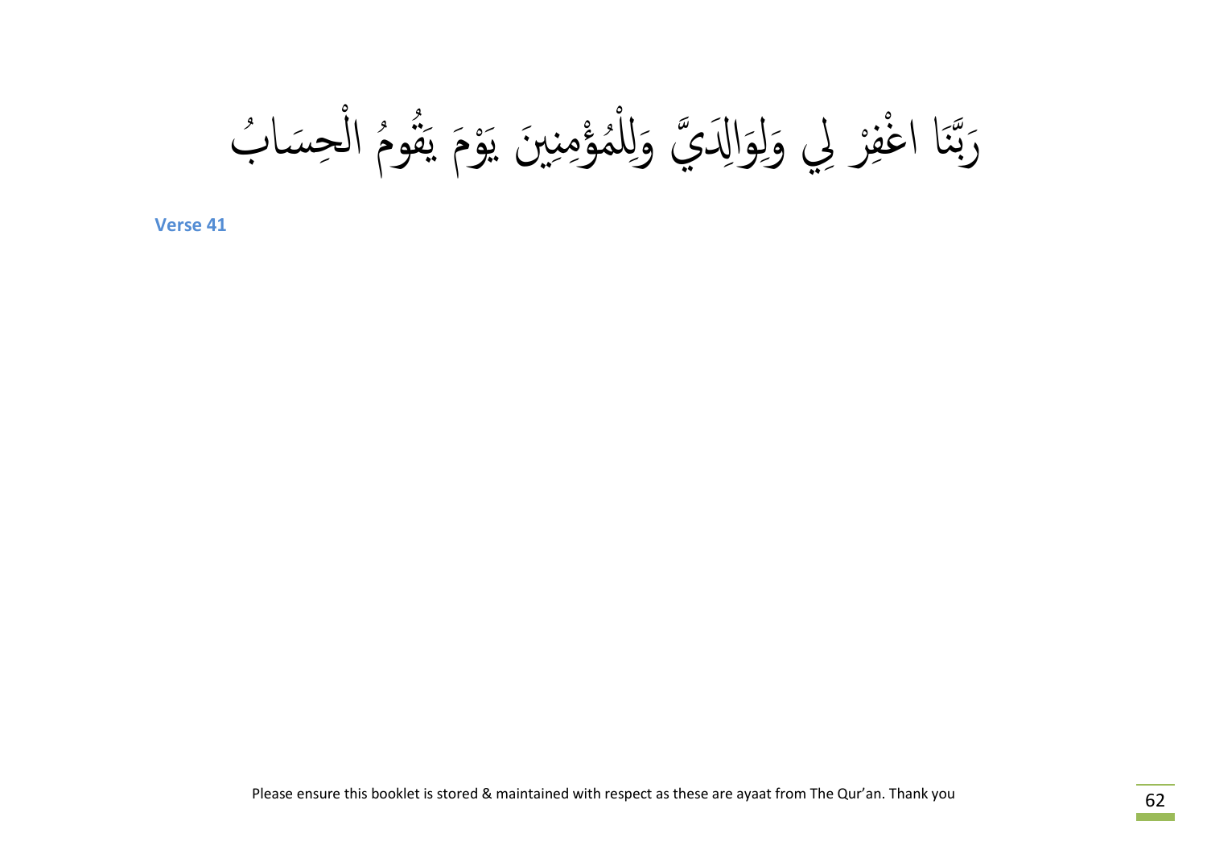رَبَّنَا اغْفِرْ لِي وَلِوَالِدَيَّ وَلِلْمُؤْمِنِينَ يَوْمَ يَقُومُ الْحِسَابُ

**Verse 41**

Please ensure this booklet is stored & maintained with respect as these are ayaat from The Qur'an. Thank you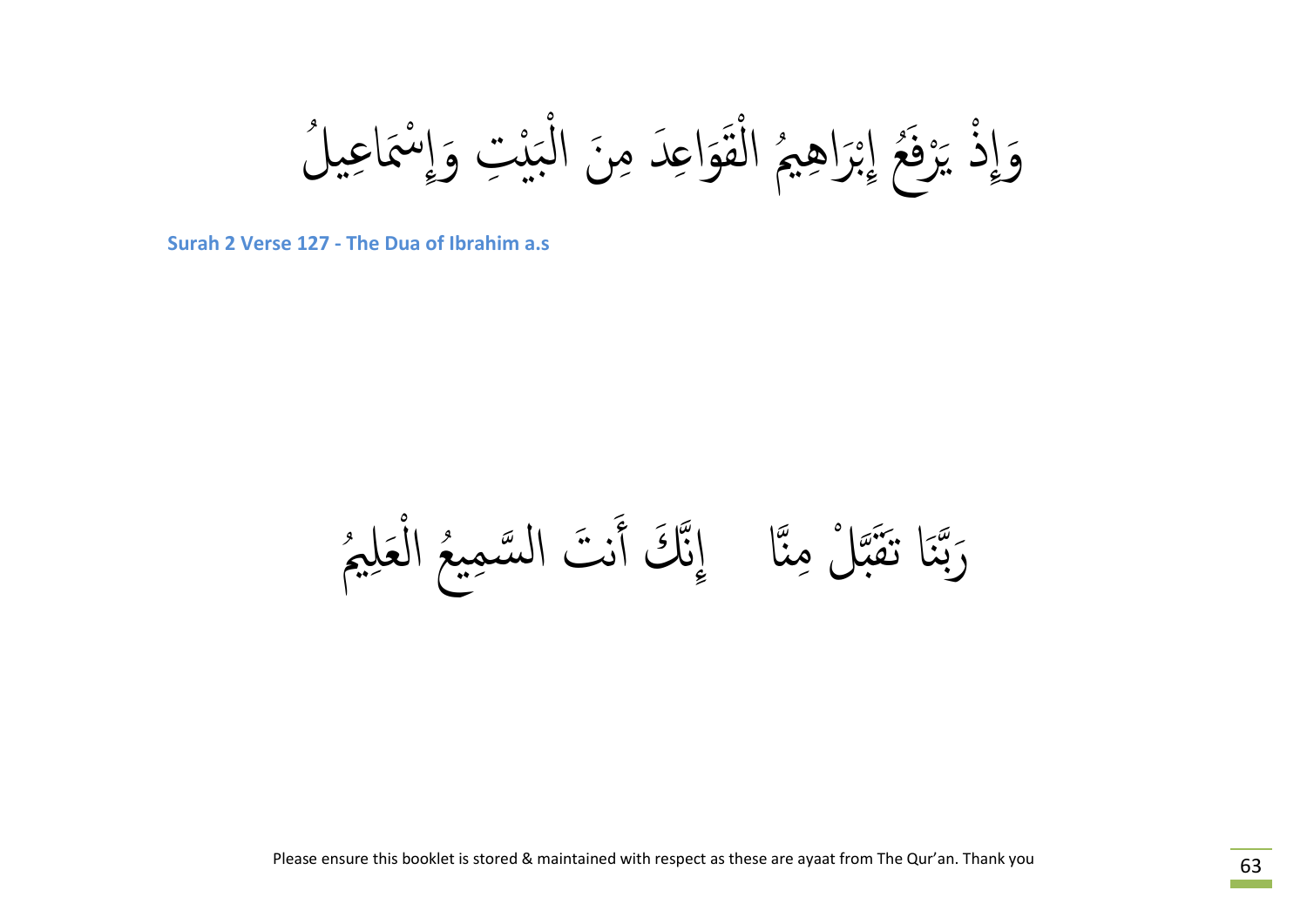وَإِذْ يَرْفَعُ إِبْرَاهِيمُ الْقَوَاعِدَ مِنَ الْبَيْتِ وَإِسْمَاعِيلُ

**Surah 2 Verse 127 - The Dua of Ibrahim a.s**

رَبَّنَا تَقَبَّلْ مِنَّا ۖ إِنَّكَ أَنتَ السَّمِيعُ الْعَلِيمُ

Please ensure this booklet is stored & maintained with respect as these are ayaat from The Qur'an. Thank you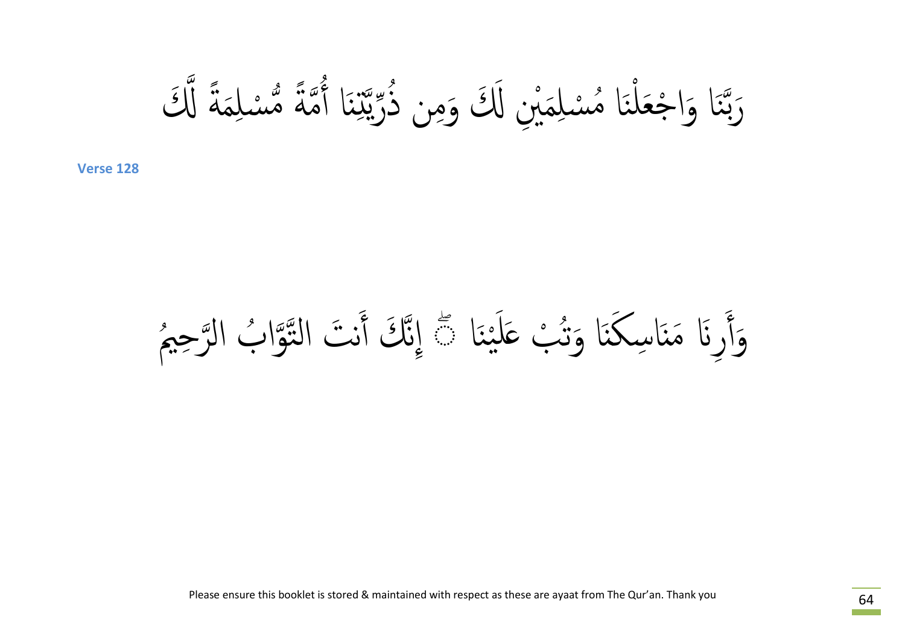رَبَّنَا وَاجْعَلْنَا مُسْلِمَيْنِ لَكَ وَمِن ذُرِّيَّتِنَا أُمَّةً مُّسْلِمَةً لَّكَ

**Verse 128**

وَأَرِنَا مَنَاسِكَنَا وَتُبْ عَلَيْنَا ۖ إِنَّكَ أَنتَ التَّوَّابُ الرَّحِيمُ

Please ensure this booklet is stored & maintained with respect as these are ayaat from The Qur'an. Thank you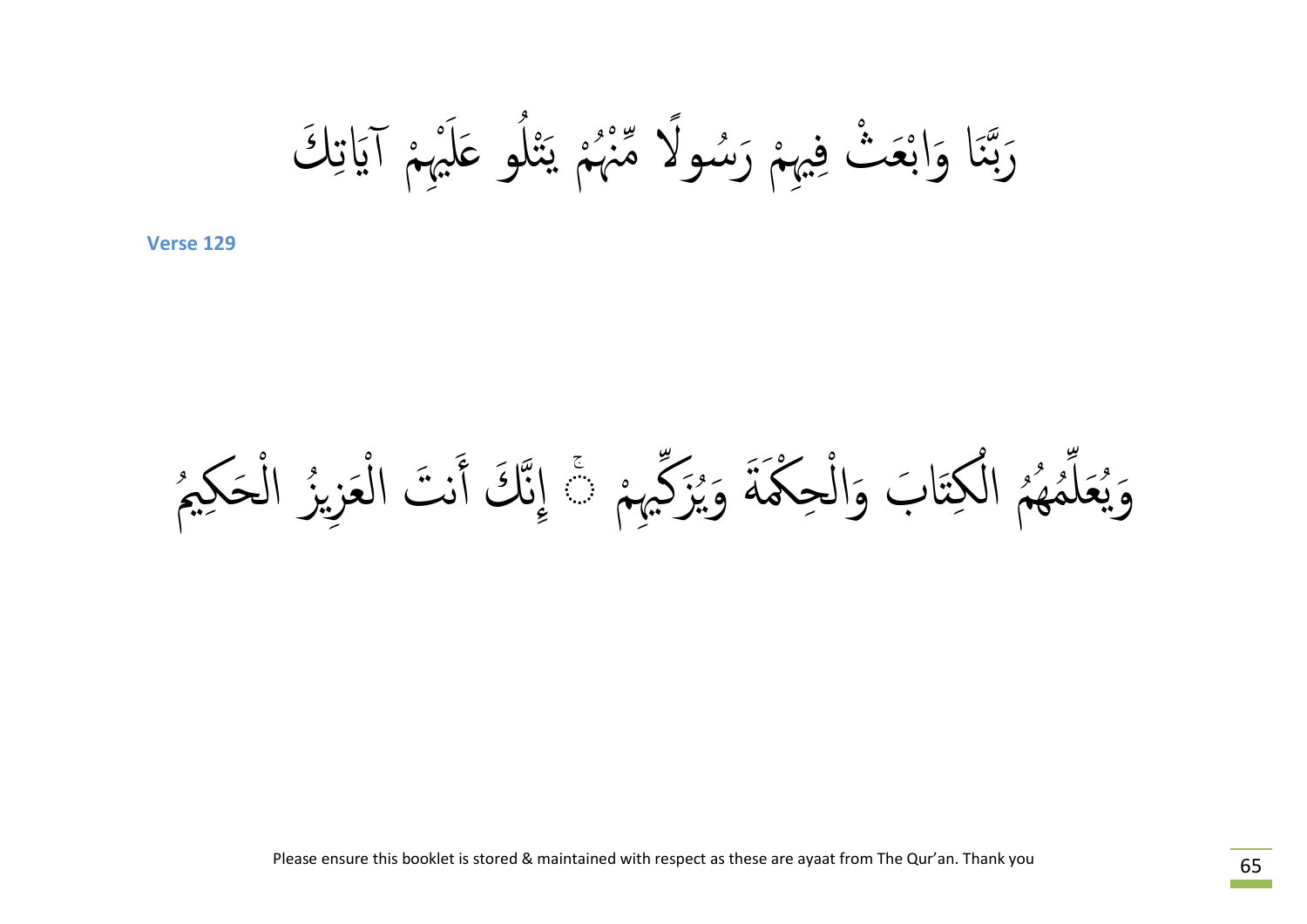رَبَّنَا وَابْعَثْ فِيهِمْ رَسُولًا مِّنْهُمْ يَتْلُو عَلَيْهِمْ آيَاتِكَ

**Verse 129**

وَيُعَلِّمُهُمُ الْكِتَابَ وَالْحِكْمَةَ وَيُزَكِّيهِمْ ۚ إِنَّكَ أَنتَ الْعَزِيزُ الْحَكِيمُ

Please ensure this booklet is stored & maintained with respect as these are ayaat from The Qur'an. Thank you